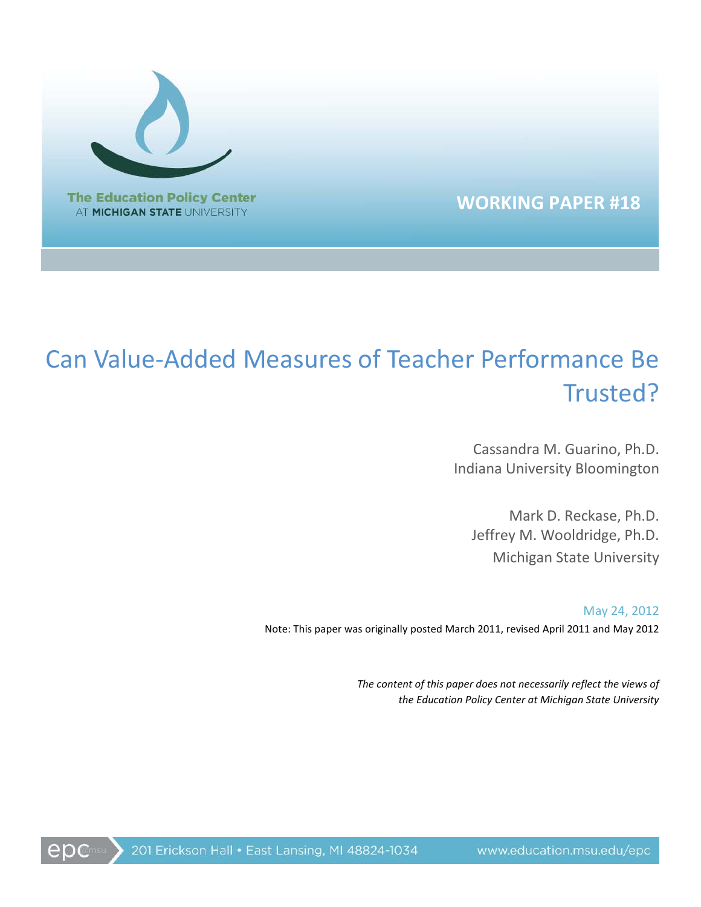The Education Policy Center
AT MICHIGAN STATE UNIVERSITY

**WORKING PAPER #18**

# Can Value-Added Measures of Teacher Performance Be Trusted?

Cassandra M. Guarino, Ph.D.
Indiana University Bloomington

Mark D. Reckase, Ph.D.
Jeffrey M. Wooldridge, Ph.D.
Michigan State University

May 24, 2012

Note: This paper was originally posted March 2011, revised April 2011 and May 2012

*The content of this paper does not necessarily reflect the views of the Education Policy Center at Michigan State University*

epc@msu 201 Erickson Hall • East Lansing, MI 48824-1034 www.education.msu.edu/epc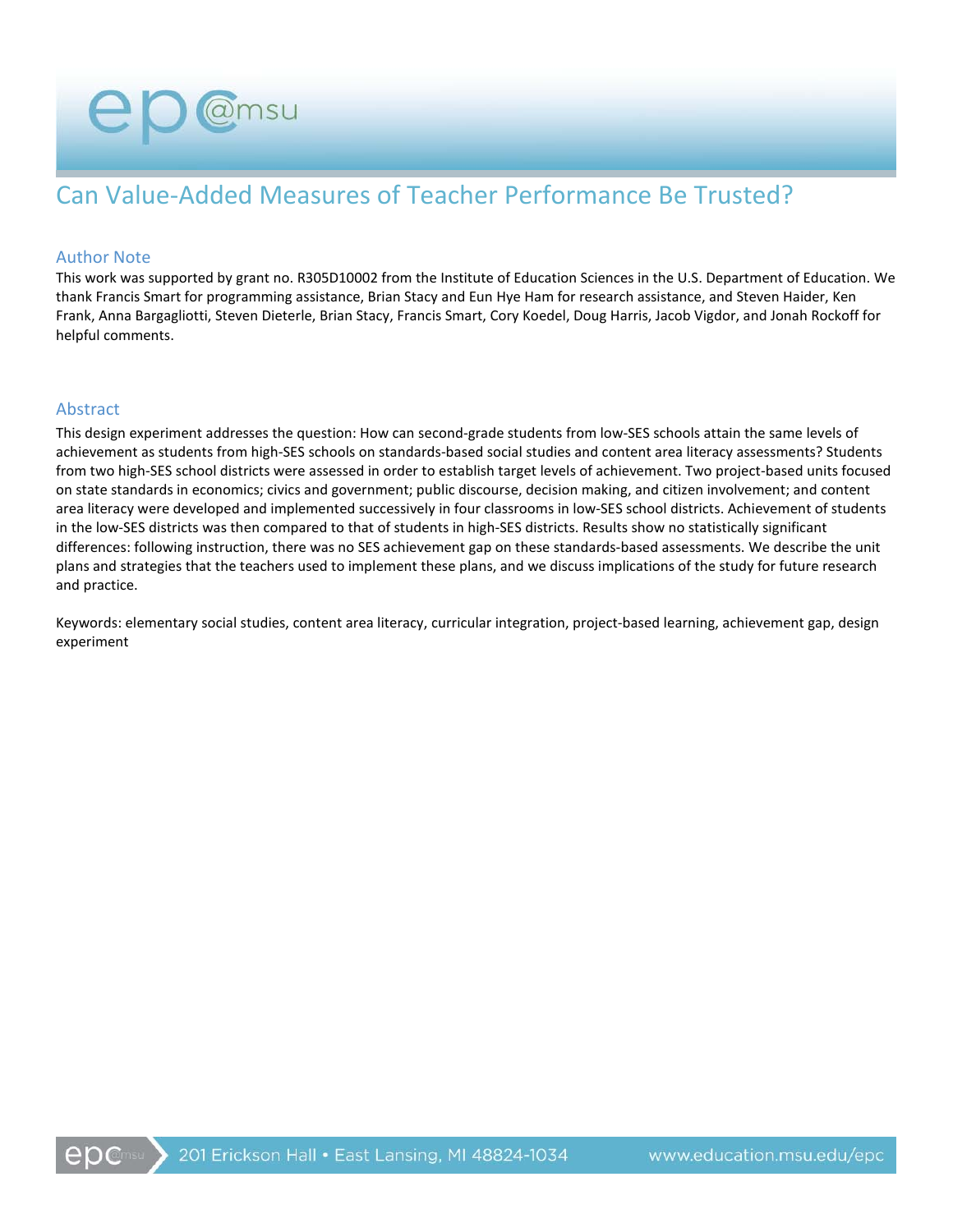# Can Value-Added Measures of Teacher Performance Be Trusted?

## Author Note

This work was supported by grant no. R305D10002 from the Institute of Education Sciences in the U.S. Department of Education. We thank Francis Smart for programming assistance, Brian Stacy and Eun Hye Ham for research assistance, and Steven Haider, Ken Frank, Anna Bargagliotti, Steven Dieterle, Brian Stacy, Francis Smart, Cory Koedel, Doug Harris, Jacob Vigdor, and Jonah Rockoff for helpful comments.

## Abstract

This design experiment addresses the question: How can second-grade students from low-SES schools attain the same levels of achievement as students from high-SES schools on standards-based social studies and content area literacy assessments? Students from two high-SES school districts were assessed in order to establish target levels of achievement. Two project-based units focused on state standards in economics; civics and government; public discourse, decision making, and citizen involvement; and content area literacy were developed and implemented successively in four classrooms in low-SES school districts. Achievement of students in the low-SES districts was then compared to that of students in high-SES districts. Results show no statistically significant differences: following instruction, there was no SES achievement gap on these standards-based assessments. We describe the unit plans and strategies that the teachers used to implement these plans, and we discuss implications of the study for future research and practice.

Keywords: elementary social studies, content area literacy, curricular integration, project-based learning, achievement gap, design experiment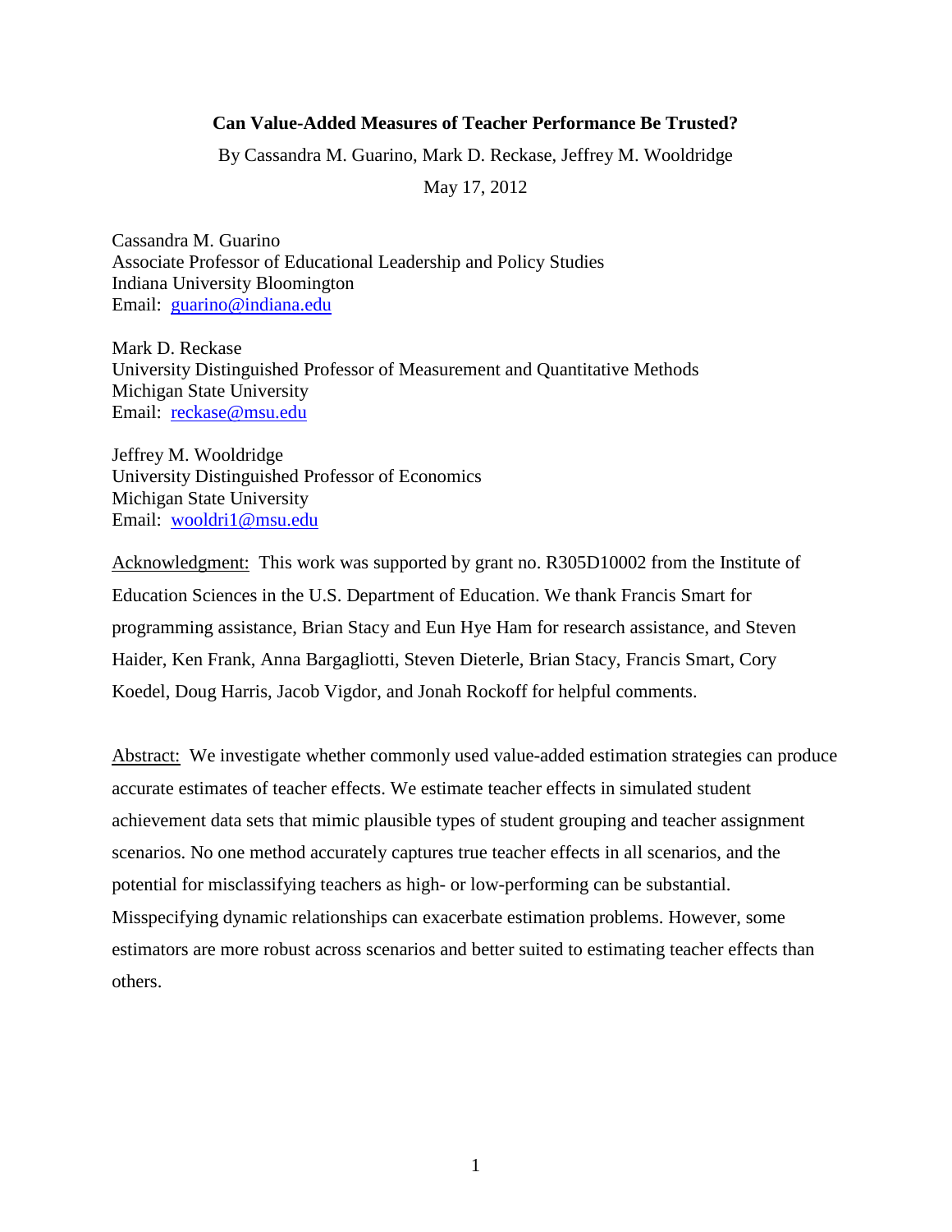**Can Value-Added Measures of Teacher Performance Be Trusted?**

By Cassandra M. Guarino, Mark D. Reckase, Jeffrey M. Wooldridge

May 17, 2012

Cassandra M. Guarino
Associate Professor of Educational Leadership and Policy Studies
Indiana University Bloomington
Email: [guarino@indiana.edu](mailto:guarino@indiana.edu)

Mark D. Reckase
University Distinguished Professor of Measurement and Quantitative Methods
Michigan State University
Email: [reckase@msu.edu](mailto:reckase@msu.edu)

Jeffrey M. Wooldridge
University Distinguished Professor of Economics
Michigan State University
Email: [wooldri1@msu.edu](mailto:wooldri1@msu.edu)

Acknowledgment: This work was supported by grant no. R305D10002 from the Institute of Education Sciences in the U.S. Department of Education. We thank Francis Smart for programming assistance, Brian Stacy and Eun Hye Ham for research assistance, and Steven Haider, Ken Frank, Anna Bargagliotti, Steven Dieterle, Brian Stacy, Francis Smart, Cory Koedel, Doug Harris, Jacob Vigdor, and Jonah Rockoff for helpful comments.

Abstract: We investigate whether commonly used value-added estimation strategies can produce accurate estimates of teacher effects. We estimate teacher effects in simulated student achievement data sets that mimic plausible types of student grouping and teacher assignment scenarios. No one method accurately captures true teacher effects in all scenarios, and the potential for misclassifying teachers as high- or low-performing can be substantial. Misspecifying dynamic relationships can exacerbate estimation problems. However, some estimators are more robust across scenarios and better suited to estimating teacher effects than others.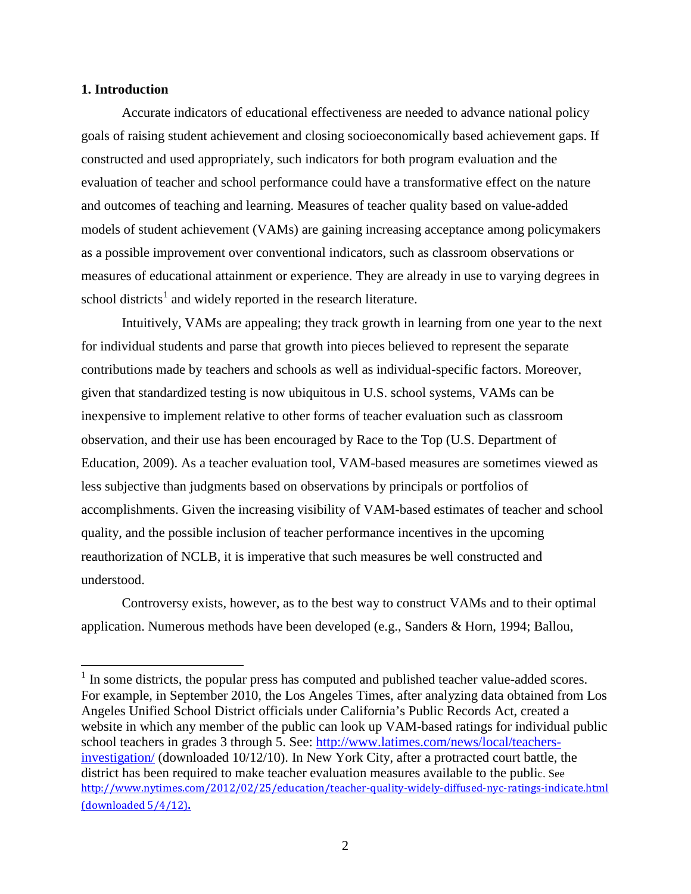## 1. Introduction

Accurate indicators of educational effectiveness are needed to advance national policy goals of raising student achievement and closing socioeconomically based achievement gaps. If constructed and used appropriately, such indicators for both program evaluation and the evaluation of teacher and school performance could have a transformative effect on the nature and outcomes of teaching and learning. Measures of teacher quality based on value-added models of student achievement (VAMs) are gaining increasing acceptance among policymakers as a possible improvement over conventional indicators, such as classroom observations or measures of educational attainment or experience. They are already in use to varying degrees in school districts[1] and widely reported in the research literature.

Intuitively, VAMs are appealing; they track growth in learning from one year to the next for individual students and parse that growth into pieces believed to represent the separate contributions made by teachers and schools as well as individual-specific factors. Moreover, given that standardized testing is now ubiquitous in U.S. school systems, VAMs can be inexpensive to implement relative to other forms of teacher evaluation such as classroom observation, and their use has been encouraged by Race to the Top (U.S. Department of Education, 2009). As a teacher evaluation tool, VAM-based measures are sometimes viewed as less subjective than judgments based on observations by principals or portfolios of accomplishments. Given the increasing visibility of VAM-based estimates of teacher and school quality, and the possible inclusion of teacher performance incentives in the upcoming reauthorization of NCLB, it is imperative that such measures be well constructed and understood.

Controversy exists, however, as to the best way to construct VAMs and to their optimal application. Numerous methods have been developed (e.g., Sanders & Horn, 1994; Ballou,

---

[1] In some districts, the popular press has computed and published teacher value-added scores. For example, in September 2010, the Los Angeles Times, after analyzing data obtained from Los Angeles Unified School District officials under California's Public Records Act, created a website in which any member of the public can look up VAM-based ratings for individual public school teachers in grades 3 through 5. See: http://www.latimes.com/news/local/teachers-investigation/ (downloaded 10/12/10). In New York City, after a protracted court battle, the district has been required to make teacher evaluation measures available to the public. See http://www.nytimes.com/2012/02/25/education/teacher-quality-widely-diffused-nyc-ratings-indicate.html (downloaded 5/4/12).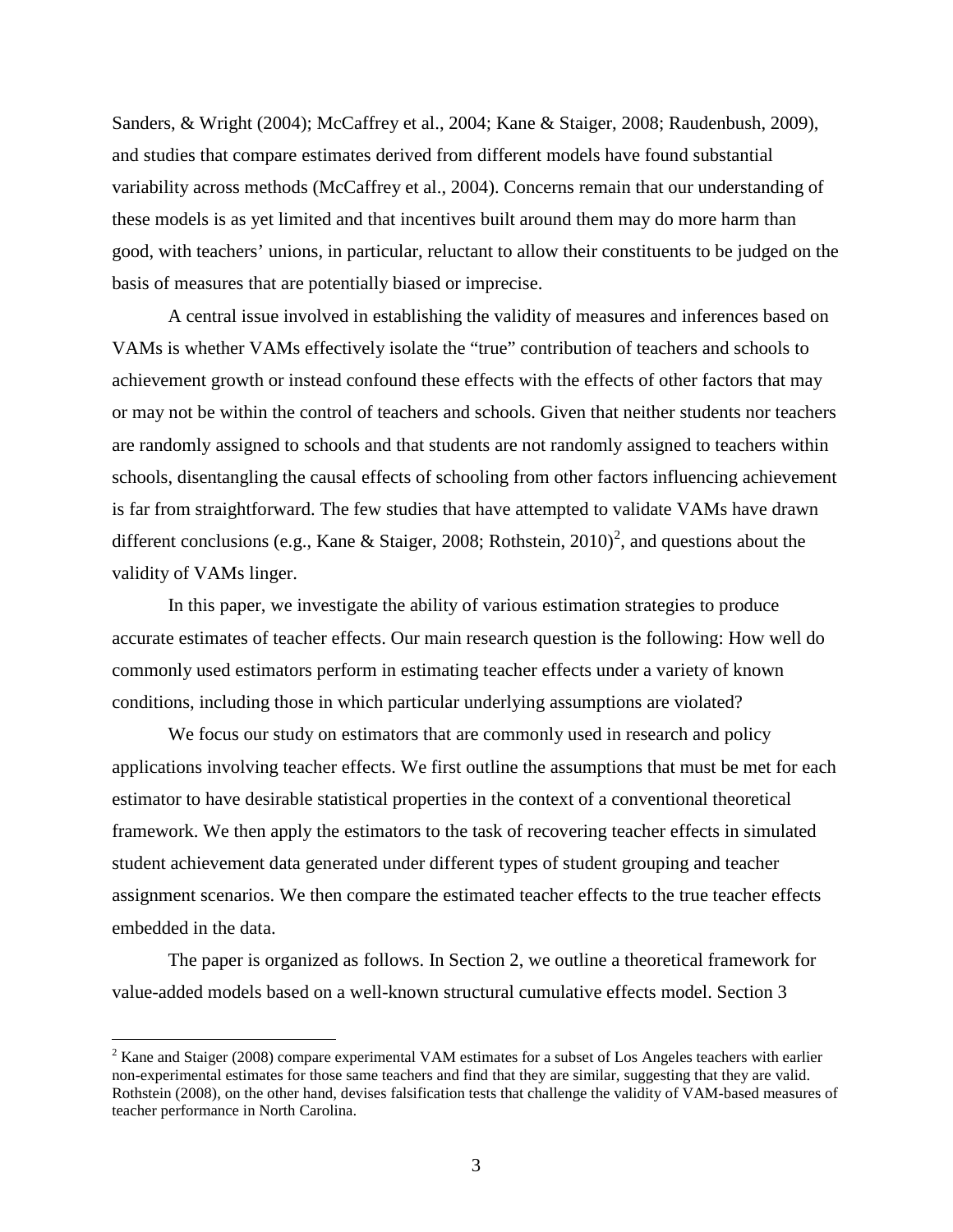Sanders, & Wright (2004); McCaffrey et al., 2004; Kane & Staiger, 2008; Raudenbush, 2009), and studies that compare estimates derived from different models have found substantial variability across methods (McCaffrey et al., 2004). Concerns remain that our understanding of these models is as yet limited and that incentives built around them may do more harm than good, with teachers' unions, in particular, reluctant to allow their constituents to be judged on the basis of measures that are potentially biased or imprecise.

A central issue involved in establishing the validity of measures and inferences based on VAMs is whether VAMs effectively isolate the "true" contribution of teachers and schools to achievement growth or instead confound these effects with the effects of other factors that may or may not be within the control of teachers and schools. Given that neither students nor teachers are randomly assigned to schools and that students are not randomly assigned to teachers within schools, disentangling the causal effects of schooling from other factors influencing achievement is far from straightforward. The few studies that have attempted to validate VAMs have drawn different conclusions (e.g., Kane & Staiger, 2008; Rothstein, 2010)[2], and questions about the validity of VAMs linger.

In this paper, we investigate the ability of various estimation strategies to produce accurate estimates of teacher effects. Our main research question is the following: How well do commonly used estimators perform in estimating teacher effects under a variety of known conditions, including those in which particular underlying assumptions are violated?

We focus our study on estimators that are commonly used in research and policy applications involving teacher effects. We first outline the assumptions that must be met for each estimator to have desirable statistical properties in the context of a conventional theoretical framework. We then apply the estimators to the task of recovering teacher effects in simulated student achievement data generated under different types of student grouping and teacher assignment scenarios. We then compare the estimated teacher effects to the true teacher effects embedded in the data.

The paper is organized as follows. In Section 2, we outline a theoretical framework for value-added models based on a well-known structural cumulative effects model. Section 3

[2] Kane and Staiger (2008) compare experimental VAM estimates for a subset of Los Angeles teachers with earlier non-experimental estimates for those same teachers and find that they are similar, suggesting that they are valid. Rothstein (2008), on the other hand, devises falsification tests that challenge the validity of VAM-based measures of teacher performance in North Carolina.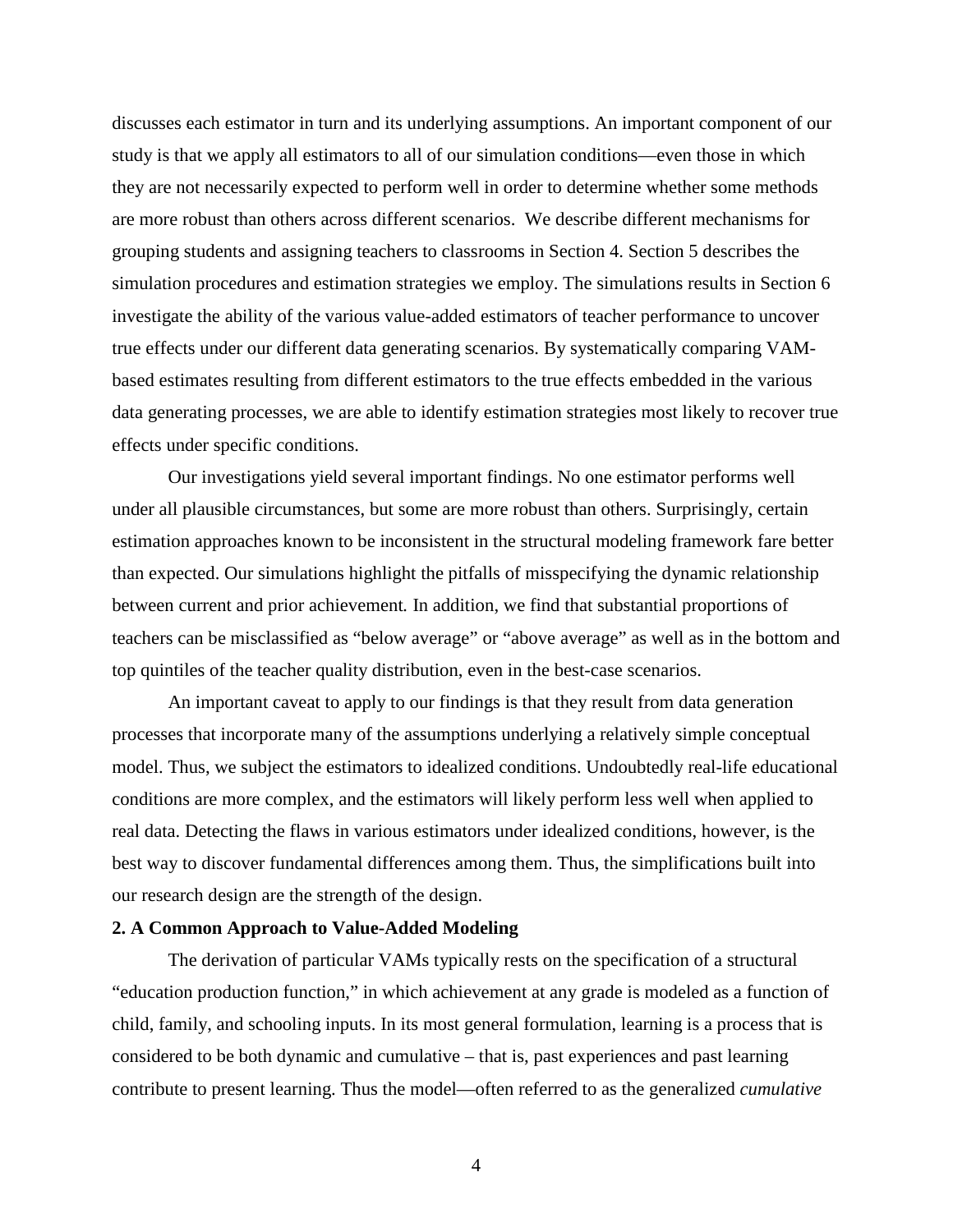discusses each estimator in turn and its underlying assumptions. An important component of our study is that we apply all estimators to all of our simulation conditions—even those in which they are not necessarily expected to perform well in order to determine whether some methods are more robust than others across different scenarios. We describe different mechanisms for grouping students and assigning teachers to classrooms in Section 4. Section 5 describes the simulation procedures and estimation strategies we employ. The simulations results in Section 6 investigate the ability of the various value-added estimators of teacher performance to uncover true effects under our different data generating scenarios. By systematically comparing VAM-based estimates resulting from different estimators to the true effects embedded in the various data generating processes, we are able to identify estimation strategies most likely to recover true effects under specific conditions.

Our investigations yield several important findings. No one estimator performs well under all plausible circumstances, but some are more robust than others. Surprisingly, certain estimation approaches known to be inconsistent in the structural modeling framework fare better than expected. Our simulations highlight the pitfalls of misspecifying the dynamic relationship between current and prior achievement. In addition, we find that substantial proportions of teachers can be misclassified as "below average" or "above average" as well as in the bottom and top quintiles of the teacher quality distribution, even in the best-case scenarios.

An important caveat to apply to our findings is that they result from data generation processes that incorporate many of the assumptions underlying a relatively simple conceptual model. Thus, we subject the estimators to idealized conditions. Undoubtedly real-life educational conditions are more complex, and the estimators will likely perform less well when applied to real data. Detecting the flaws in various estimators under idealized conditions, however, is the best way to discover fundamental differences among them. Thus, the simplifications built into our research design are the strength of the design.

## 2. A Common Approach to Value-Added Modeling

The derivation of particular VAMs typically rests on the specification of a structural "education production function," in which achievement at any grade is modeled as a function of child, family, and schooling inputs. In its most general formulation, learning is a process that is considered to be both dynamic and cumulative – that is, past experiences and past learning contribute to present learning. Thus the model—often referred to as the generalized *cumulative*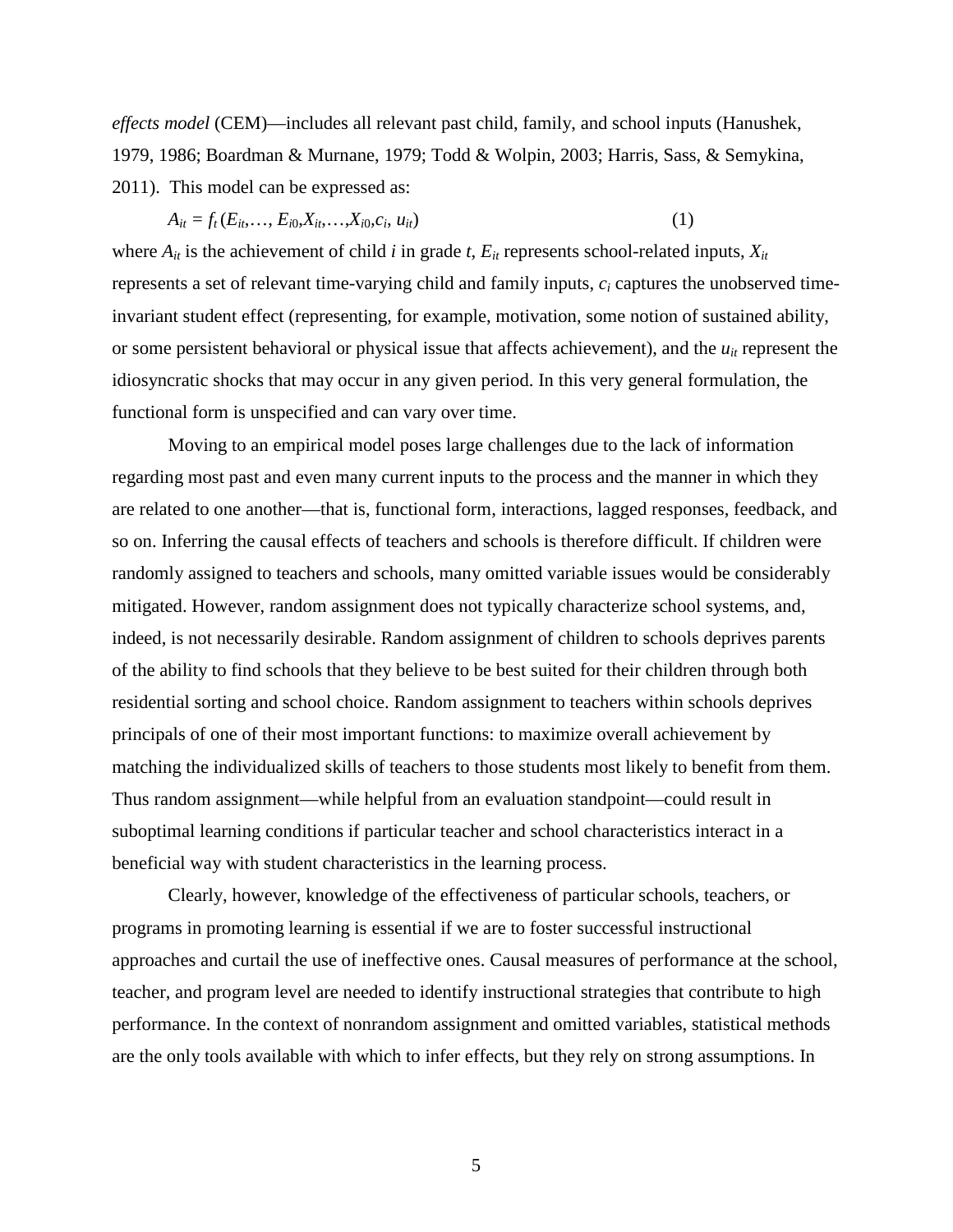*effects model* (CEM)—includes all relevant past child, family, and school inputs (Hanushek, 1979, 1986; Boardman & Murnane, 1979; Todd & Wolpin, 2003; Harris, Sass, & Semykina, 2011). This model can be expressed as:

$$A_{it} = f_t(E_{it},\ldots, E_{i0}, X_{it},\ldots,X_{i0}, c_i, u_{it}) \qquad (1)$$

where $A_{it}$ is the achievement of child $i$ in grade $t$, $E_{it}$ represents school-related inputs, $X_{it}$ represents a set of relevant time-varying child and family inputs, $c_i$ captures the unobserved time-invariant student effect (representing, for example, motivation, some notion of sustained ability, or some persistent behavioral or physical issue that affects achievement), and the $u_{it}$ represent the idiosyncratic shocks that may occur in any given period. In this very general formulation, the functional form is unspecified and can vary over time.

Moving to an empirical model poses large challenges due to the lack of information regarding most past and even many current inputs to the process and the manner in which they are related to one another—that is, functional form, interactions, lagged responses, feedback, and so on. Inferring the causal effects of teachers and schools is therefore difficult. If children were randomly assigned to teachers and schools, many omitted variable issues would be considerably mitigated. However, random assignment does not typically characterize school systems, and, indeed, is not necessarily desirable. Random assignment of children to schools deprives parents of the ability to find schools that they believe to be best suited for their children through both residential sorting and school choice. Random assignment to teachers within schools deprives principals of one of their most important functions: to maximize overall achievement by matching the individualized skills of teachers to those students most likely to benefit from them. Thus random assignment—while helpful from an evaluation standpoint—could result in suboptimal learning conditions if particular teacher and school characteristics interact in a beneficial way with student characteristics in the learning process.

Clearly, however, knowledge of the effectiveness of particular schools, teachers, or programs in promoting learning is essential if we are to foster successful instructional approaches and curtail the use of ineffective ones. Causal measures of performance at the school, teacher, and program level are needed to identify instructional strategies that contribute to high performance. In the context of nonrandom assignment and omitted variables, statistical methods are the only tools available with which to infer effects, but they rely on strong assumptions. In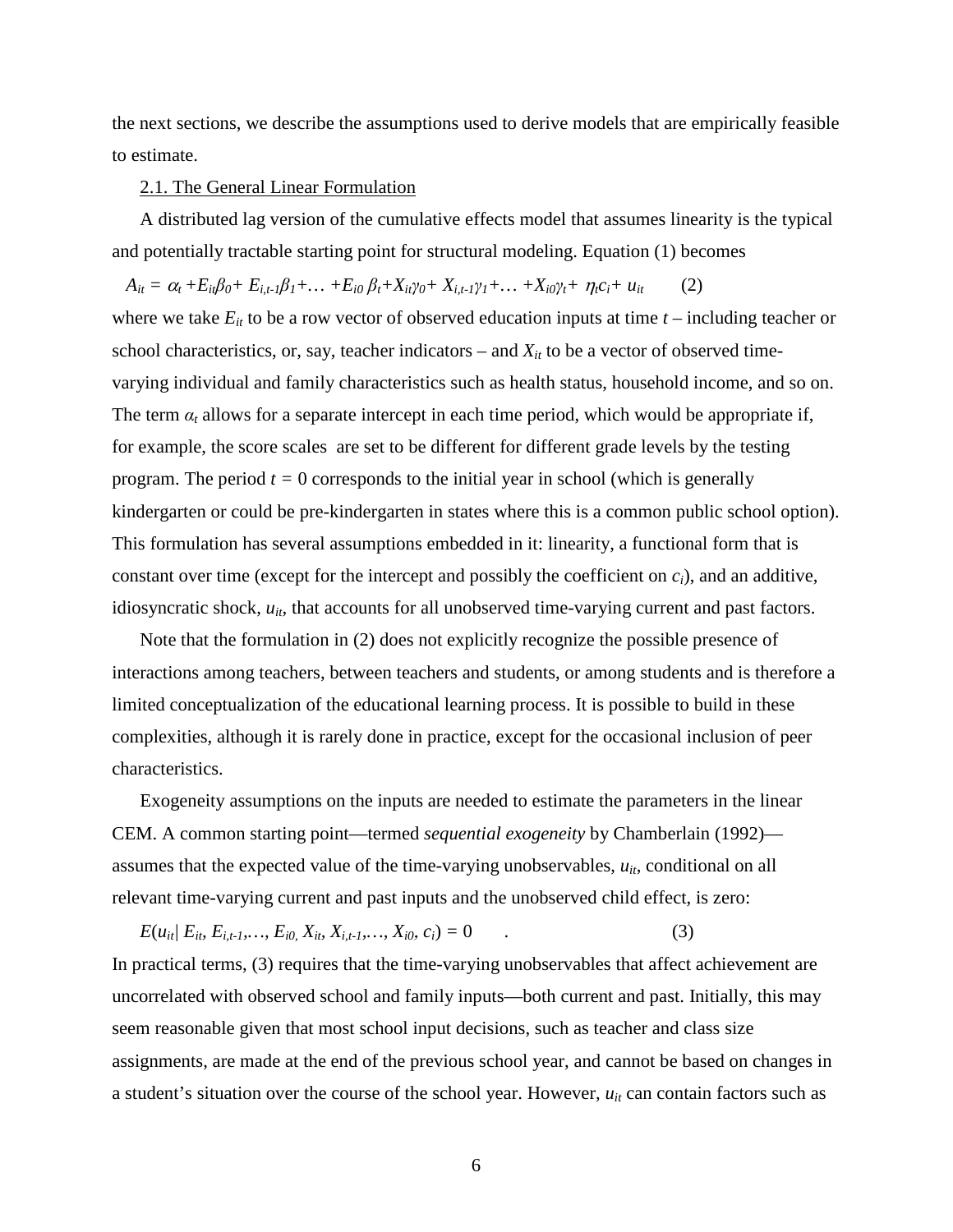the next sections, we describe the assumptions used to derive models that are empirically feasible to estimate.

2.1. The General Linear Formulation

A distributed lag version of the cumulative effects model that assumes linearity is the typical and potentially tractable starting point for structural modeling. Equation (1) becomes

$$A_{it} = \alpha_t + E_{it}\beta_0 + E_{i,t-1}\beta_1 + \ldots + E_{i0}\,\beta_t + X_{it}\gamma_0 + X_{i,t-1}\gamma_1 + \ldots + X_{i0}\gamma_t + \eta_t c_i + u_{it} \qquad (2)$$

where we take $E_{it}$ to be a row vector of observed education inputs at time $t$ – including teacher or school characteristics, or, say, teacher indicators – and $X_{it}$ to be a vector of observed time-varying individual and family characteristics such as health status, household income, and so on. The term $\alpha_t$ allows for a separate intercept in each time period, which would be appropriate if, for example, the score scales are set to be different for different grade levels by the testing program. The period $t = 0$ corresponds to the initial year in school (which is generally kindergarten or could be pre-kindergarten in states where this is a common public school option). This formulation has several assumptions embedded in it: linearity, a functional form that is constant over time (except for the intercept and possibly the coefficient on $c_i$), and an additive, idiosyncratic shock, $u_{it}$, that accounts for all unobserved time-varying current and past factors.

Note that the formulation in (2) does not explicitly recognize the possible presence of interactions among teachers, between teachers and students, or among students and is therefore a limited conceptualization of the educational learning process. It is possible to build in these complexities, although it is rarely done in practice, except for the occasional inclusion of peer characteristics.

Exogeneity assumptions on the inputs are needed to estimate the parameters in the linear CEM. A common starting point—termed *sequential exogeneity* by Chamberlain (1992)—assumes that the expected value of the time-varying unobservables, $u_{it}$, conditional on all relevant time-varying current and past inputs and the unobserved child effect, is zero:

$$E(u_{it} | E_{it}, E_{i,t-1}, \ldots, E_{i0}, X_{it}, X_{i,t-1}, \ldots, X_{i0}, c_i) = 0 \qquad . \qquad (3)$$

In practical terms, (3) requires that the time-varying unobservables that affect achievement are uncorrelated with observed school and family inputs—both current and past. Initially, this may seem reasonable given that most school input decisions, such as teacher and class size assignments, are made at the end of the previous school year, and cannot be based on changes in a student's situation over the course of the school year. However, $u_{it}$ can contain factors such as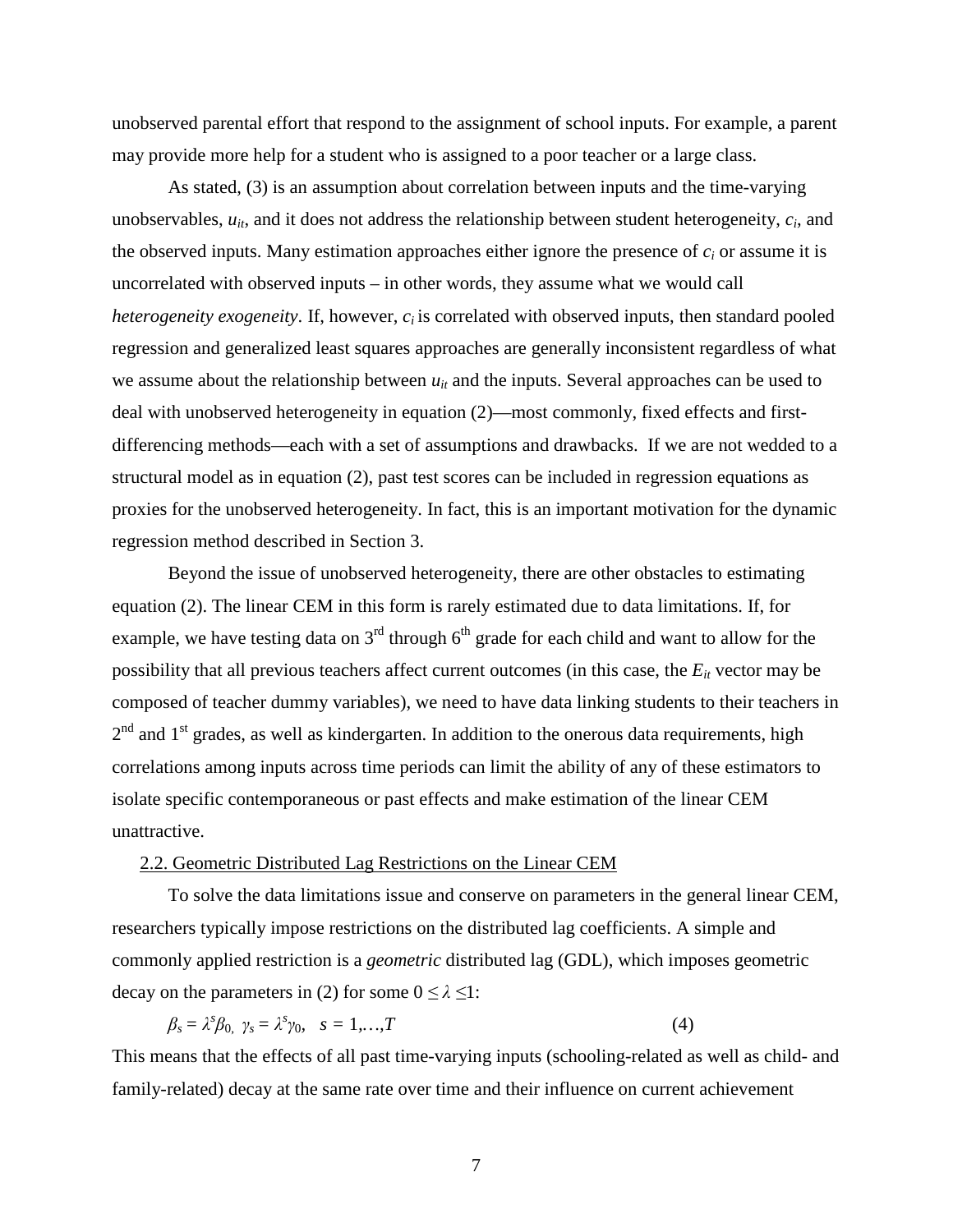unobserved parental effort that respond to the assignment of school inputs. For example, a parent may provide more help for a student who is assigned to a poor teacher or a large class.

As stated, (3) is an assumption about correlation between inputs and the time-varying unobservables, $u_{it}$, and it does not address the relationship between student heterogeneity, $c_i$, and the observed inputs. Many estimation approaches either ignore the presence of $c_i$ or assume it is uncorrelated with observed inputs – in other words, they assume what we would call *heterogeneity exogeneity*. If, however, $c_i$ is correlated with observed inputs, then standard pooled regression and generalized least squares approaches are generally inconsistent regardless of what we assume about the relationship between $u_{it}$ and the inputs. Several approaches can be used to deal with unobserved heterogeneity in equation (2)—most commonly, fixed effects and first-differencing methods—each with a set of assumptions and drawbacks. If we are not wedded to a structural model as in equation (2), past test scores can be included in regression equations as proxies for the unobserved heterogeneity. In fact, this is an important motivation for the dynamic regression method described in Section 3.

Beyond the issue of unobserved heterogeneity, there are other obstacles to estimating equation (2). The linear CEM in this form is rarely estimated due to data limitations. If, for example, we have testing data on 3rd through 6th grade for each child and want to allow for the possibility that all previous teachers affect current outcomes (in this case, the $E_{it}$ vector may be composed of teacher dummy variables), we need to have data linking students to their teachers in 2nd and 1st grades, as well as kindergarten. In addition to the onerous data requirements, high correlations among inputs across time periods can limit the ability of any of these estimators to isolate specific contemporaneous or past effects and make estimation of the linear CEM unattractive.

## 2.2. Geometric Distributed Lag Restrictions on the Linear CEM

To solve the data limitations issue and conserve on parameters in the general linear CEM, researchers typically impose restrictions on the distributed lag coefficients. A simple and commonly applied restriction is a *geometric* distributed lag (GDL), which imposes geometric decay on the parameters in (2) for some $0 \leq \lambda \leq 1$:

$$\beta_s = \lambda^s \beta_0, \ \gamma_s = \lambda^s \gamma_0, \quad s = 1,\ldots,T \tag{4}$$

This means that the effects of all past time-varying inputs (schooling-related as well as child- and family-related) decay at the same rate over time and their influence on current achievement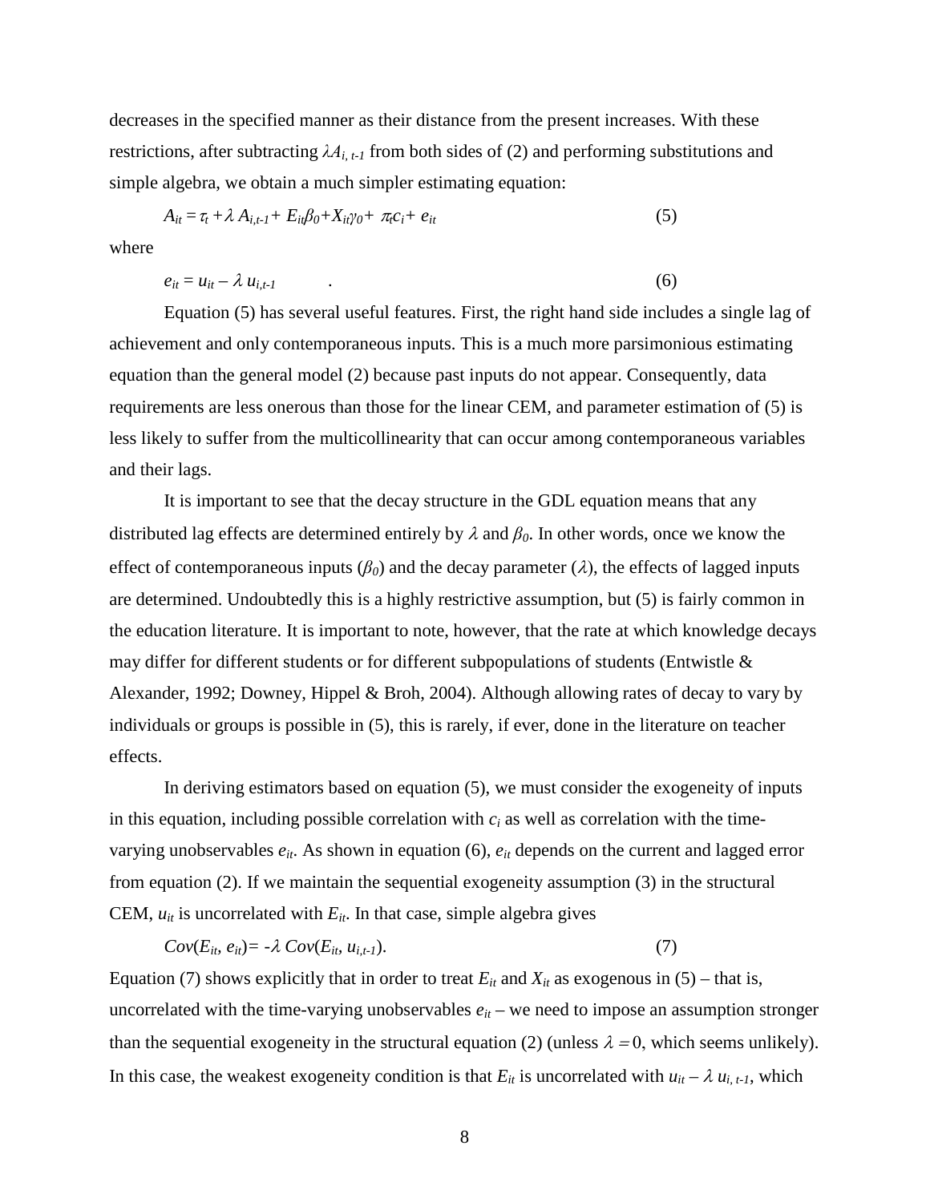decreases in the specified manner as their distance from the present increases. With these restrictions, after subtracting $\lambda A_{i,t-1}$ from both sides of (2) and performing substitutions and simple algebra, we obtain a much simpler estimating equation:

$$A_{it} = \tau_t + \lambda A_{i,t-1} + E_{it}\beta_0 + X_{it}\gamma_0 + \pi_t c_i + e_{it} \tag{5}$$

where

$$e_{it} = u_{it} - \lambda u_{i,t-1} \quad . \tag{6}$$

Equation (5) has several useful features. First, the right hand side includes a single lag of achievement and only contemporaneous inputs. This is a much more parsimonious estimating equation than the general model (2) because past inputs do not appear. Consequently, data requirements are less onerous than those for the linear CEM, and parameter estimation of (5) is less likely to suffer from the multicollinearity that can occur among contemporaneous variables and their lags.

It is important to see that the decay structure in the GDL equation means that any distributed lag effects are determined entirely by $\lambda$ and $\beta_0$. In other words, once we know the effect of contemporaneous inputs ($\beta_0$) and the decay parameter ($\lambda$), the effects of lagged inputs are determined. Undoubtedly this is a highly restrictive assumption, but (5) is fairly common in the education literature. It is important to note, however, that the rate at which knowledge decays may differ for different students or for different subpopulations of students (Entwistle & Alexander, 1992; Downey, Hippel & Broh, 2004). Although allowing rates of decay to vary by individuals or groups is possible in (5), this is rarely, if ever, done in the literature on teacher effects.

In deriving estimators based on equation (5), we must consider the exogeneity of inputs in this equation, including possible correlation with $c_i$ as well as correlation with the time-varying unobservables $e_{it}$. As shown in equation (6), $e_{it}$ depends on the current and lagged error from equation (2). If we maintain the sequential exogeneity assumption (3) in the structural CEM, $u_{it}$ is uncorrelated with $E_{it}$. In that case, simple algebra gives

$$Cov(E_{it}, e_{it}) = -\lambda\, Cov(E_{it}, u_{i,t-1}). \tag{7}$$

Equation (7) shows explicitly that in order to treat $E_{it}$ and $X_{it}$ as exogenous in (5) – that is, uncorrelated with the time-varying unobservables $e_{it}$ – we need to impose an assumption stronger than the sequential exogeneity in the structural equation (2) (unless $\lambda = 0$, which seems unlikely). In this case, the weakest exogeneity condition is that $E_{it}$ is uncorrelated with $u_{it} - \lambda u_{i,t-1}$, which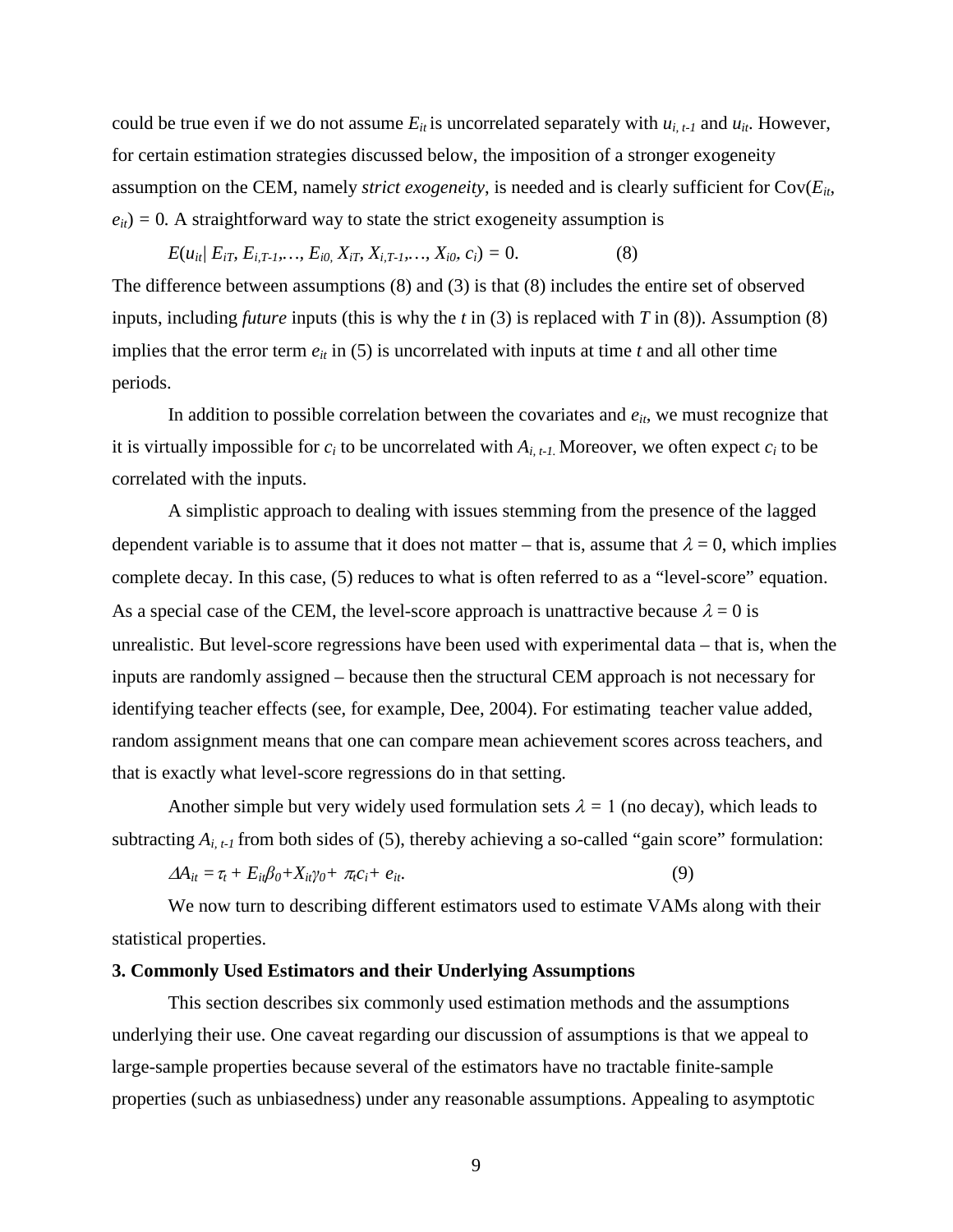could be true even if we do not assume $E_{it}$ is uncorrelated separately with $u_{i,t-1}$ and $u_{it}$. However, for certain estimation strategies discussed below, the imposition of a stronger exogeneity assumption on the CEM, namely *strict exogeneity*, is needed and is clearly sufficient for Cov($E_{it}$, $e_{it}$) = 0. A straightforward way to state the strict exogeneity assumption is

$$E(u_{it}|\, E_{iT}, E_{i,T-1},\ldots, E_{i0}, X_{iT}, X_{i,T-1},\ldots, X_{i0}, c_i) = 0. \qquad (8)$$

The difference between assumptions (8) and (3) is that (8) includes the entire set of observed inputs, including *future* inputs (this is why the $t$ in (3) is replaced with $T$ in (8)). Assumption (8) implies that the error term $e_{it}$ in (5) is uncorrelated with inputs at time $t$ and all other time periods.

In addition to possible correlation between the covariates and $e_{it}$, we must recognize that it is virtually impossible for $c_i$ to be uncorrelated with $A_{i,t-1}$. Moreover, we often expect $c_i$ to be correlated with the inputs.

A simplistic approach to dealing with issues stemming from the presence of the lagged dependent variable is to assume that it does not matter – that is, assume that $\lambda = 0$, which implies complete decay. In this case, (5) reduces to what is often referred to as a "level-score" equation. As a special case of the CEM, the level-score approach is unattractive because $\lambda = 0$ is unrealistic. But level-score regressions have been used with experimental data – that is, when the inputs are randomly assigned – because then the structural CEM approach is not necessary for identifying teacher effects (see, for example, Dee, 2004). For estimating teacher value added, random assignment means that one can compare mean achievement scores across teachers, and that is exactly what level-score regressions do in that setting.

Another simple but very widely used formulation sets $\lambda = 1$ (no decay), which leads to subtracting $A_{i,t-1}$ from both sides of (5), thereby achieving a so-called "gain score" formulation:

$$\Delta A_{it} = \tau_t + E_{it}\beta_0 + X_{it}\gamma_0 + \pi_t c_i + e_{it}. \qquad (9)$$

We now turn to describing different estimators used to estimate VAMs along with their statistical properties.

**3. Commonly Used Estimators and their Underlying Assumptions**

This section describes six commonly used estimation methods and the assumptions underlying their use. One caveat regarding our discussion of assumptions is that we appeal to large-sample properties because several of the estimators have no tractable finite-sample properties (such as unbiasedness) under any reasonable assumptions. Appealing to asymptotic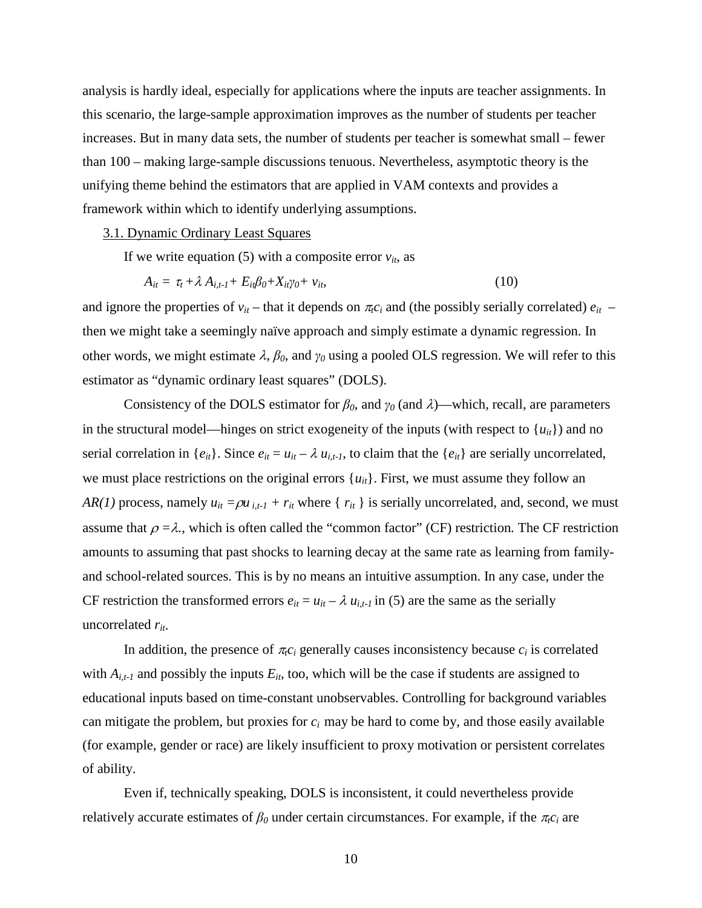analysis is hardly ideal, especially for applications where the inputs are teacher assignments. In this scenario, the large-sample approximation improves as the number of students per teacher increases. But in many data sets, the number of students per teacher is somewhat small – fewer than 100 – making large-sample discussions tenuous. Nevertheless, asymptotic theory is the unifying theme behind the estimators that are applied in VAM contexts and provides a framework within which to identify underlying assumptions.

### 3.1. Dynamic Ordinary Least Squares

If we write equation (5) with a composite error $v_{it}$, as

$$A_{it} = \tau_t + \lambda A_{i,t-1} + E_{it}\beta_0 + X_{it}\gamma_0 + v_{it}, \tag{10}$$

and ignore the properties of $v_{it}$ – that it depends on $\pi_t c_i$ and (the possibly serially correlated) $e_{it}$ – then we might take a seemingly naïve approach and simply estimate a dynamic regression. In other words, we might estimate $\lambda$, $\beta_0$, and $\gamma_0$ using a pooled OLS regression. We will refer to this estimator as "dynamic ordinary least squares" (DOLS).

Consistency of the DOLS estimator for $\beta_0$, and $\gamma_0$ (and $\lambda$)—which, recall, are parameters in the structural model—hinges on strict exogeneity of the inputs (with respect to $\{u_{it}\}$) and no serial correlation in $\{e_{it}\}$. Since $e_{it} = u_{it} - \lambda u_{i,t-1}$, to claim that the $\{e_{it}\}$ are serially uncorrelated, we must place restrictions on the original errors $\{u_{it}\}$. First, we must assume they follow an *AR(1)* process, namely $u_{it} = \rho u_{i,t-1} + r_{it}$ where $\{ r_{it} \}$ is serially uncorrelated, and, second, we must assume that $\rho = \lambda$., which is often called the "common factor" (CF) restriction. The CF restriction amounts to assuming that past shocks to learning decay at the same rate as learning from family- and school-related sources. This is by no means an intuitive assumption. In any case, under the CF restriction the transformed errors $e_{it} = u_{it} - \lambda u_{i,t-1}$ in (5) are the same as the serially uncorrelated $r_{it}$.

In addition, the presence of $\pi_t c_i$ generally causes inconsistency because $c_i$ is correlated with $A_{i,t-1}$ and possibly the inputs $E_{it}$, too, which will be the case if students are assigned to educational inputs based on time-constant unobservables. Controlling for background variables can mitigate the problem, but proxies for $c_i$ may be hard to come by, and those easily available (for example, gender or race) are likely insufficient to proxy motivation or persistent correlates of ability.

Even if, technically speaking, DOLS is inconsistent, it could nevertheless provide relatively accurate estimates of $\beta_0$ under certain circumstances. For example, if the $\pi_t c_i$ are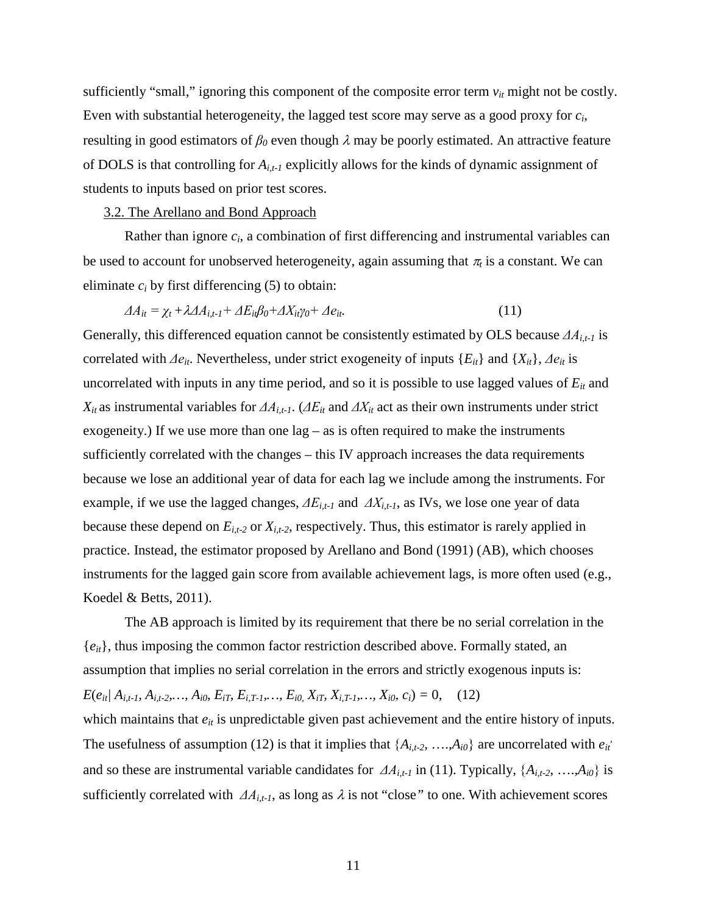sufficiently "small," ignoring this component of the composite error term $v_{it}$ might not be costly. Even with substantial heterogeneity, the lagged test score may serve as a good proxy for $c_i$, resulting in good estimators of $\beta_0$ even though $\lambda$ may be poorly estimated. An attractive feature of DOLS is that controlling for $A_{i,t-1}$ explicitly allows for the kinds of dynamic assignment of students to inputs based on prior test scores.

### 3.2. The Arellano and Bond Approach

Rather than ignore $c_i$, a combination of first differencing and instrumental variables can be used to account for unobserved heterogeneity, again assuming that $\pi_t$ is a constant. We can eliminate $c_i$ by first differencing (5) to obtain:

$$\Delta A_{it} = \chi_t + \lambda \Delta A_{i,t-1} + \Delta E_{it}\beta_0 + \Delta X_{it}\gamma_0 + \Delta e_{it}. \quad (11)$$

Generally, this differenced equation cannot be consistently estimated by OLS because $\Delta A_{i,t-1}$ is correlated with $\Delta e_{it}$. Nevertheless, under strict exogeneity of inputs $\{E_{it}\}$ and $\{X_{it}\}$, $\Delta e_{it}$ is uncorrelated with inputs in any time period, and so it is possible to use lagged values of $E_{it}$ and $X_{it}$ as instrumental variables for $\Delta A_{i,t-1}$. ($\Delta E_{it}$ and $\Delta X_{it}$ act as their own instruments under strict exogeneity.) If we use more than one lag – as is often required to make the instruments sufficiently correlated with the changes – this IV approach increases the data requirements because we lose an additional year of data for each lag we include among the instruments. For example, if we use the lagged changes, $\Delta E_{i,t-1}$ and $\Delta X_{i,t-1}$, as IVs, we lose one year of data because these depend on $E_{i,t-2}$ or $X_{i,t-2}$, respectively. Thus, this estimator is rarely applied in practice. Instead, the estimator proposed by Arellano and Bond (1991) (AB), which chooses instruments for the lagged gain score from available achievement lags, is more often used (e.g., Koedel & Betts, 2011).

The AB approach is limited by its requirement that there be no serial correlation in the $\{e_{it}\}$, thus imposing the common factor restriction described above. Formally stated, an assumption that implies no serial correlation in the errors and strictly exogenous inputs is:

$$E(e_{it}| A_{i,t-1}, A_{i,t-2},\ldots, A_{i0}, E_{iT}, E_{i,T-1},\ldots, E_{i0}, X_{iT}, X_{i,T-1},\ldots, X_{i0}, c_i) = 0, \quad (12)$$

which maintains that $e_{it}$ is unpredictable given past achievement and the entire history of inputs. The usefulness of assumption (12) is that it implies that $\{A_{i,t-2}, \ldots, A_{i0}\}$ are uncorrelated with $e_{it}$, and so these are instrumental variable candidates for $\Delta A_{i,t-1}$ in (11). Typically, $\{A_{i,t-2}, \ldots, A_{i0}\}$ is sufficiently correlated with $\Delta A_{i,t-1}$, as long as $\lambda$ is not "close" to one. With achievement scores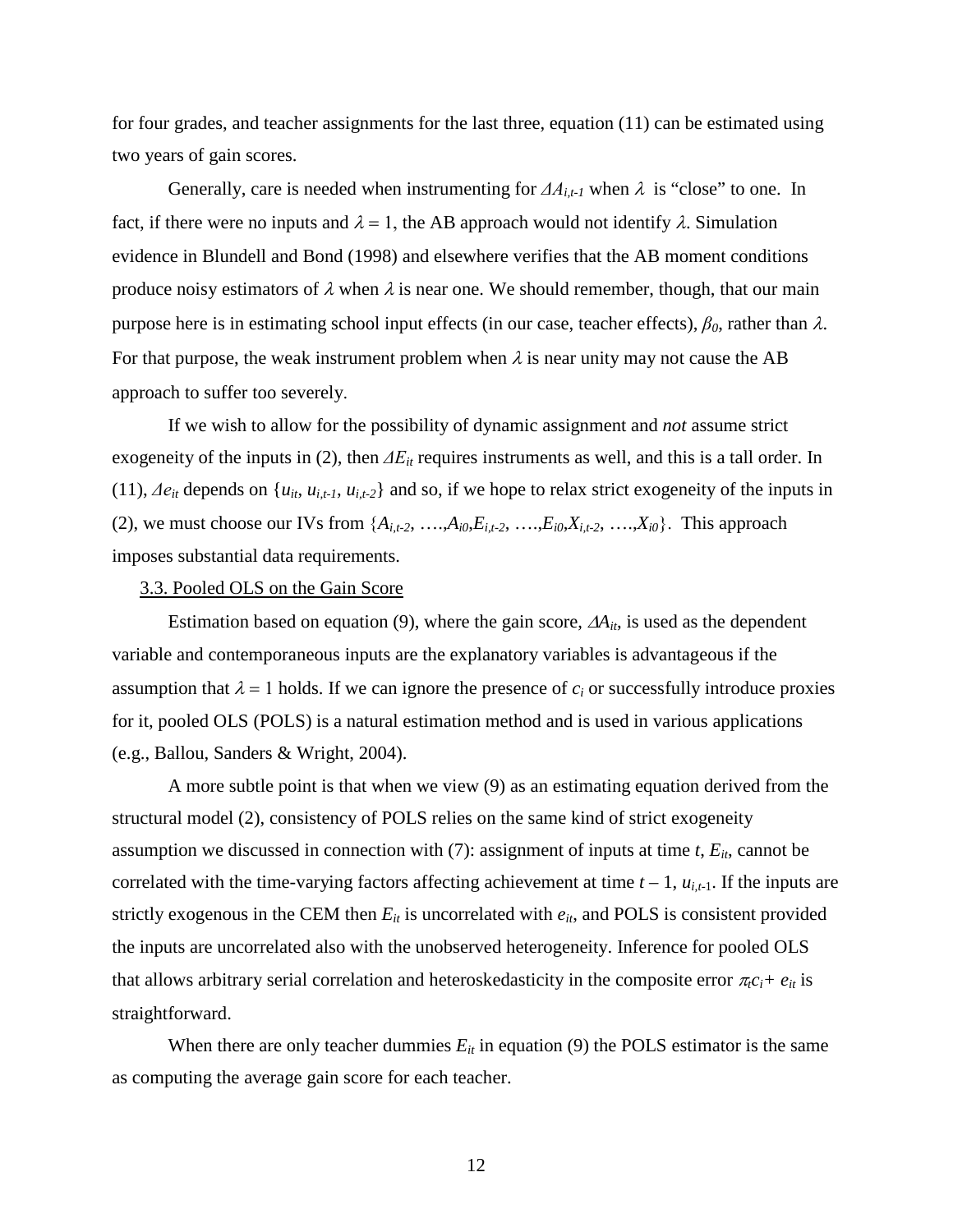for four grades, and teacher assignments for the last three, equation (11) can be estimated using two years of gain scores.

Generally, care is needed when instrumenting for $\Delta A_{i,t-1}$ when $\lambda$ is "close" to one. In fact, if there were no inputs and $\lambda = 1$, the AB approach would not identify $\lambda$. Simulation evidence in Blundell and Bond (1998) and elsewhere verifies that the AB moment conditions produce noisy estimators of $\lambda$ when $\lambda$ is near one. We should remember, though, that our main purpose here is in estimating school input effects (in our case, teacher effects), $\beta_0$, rather than $\lambda$. For that purpose, the weak instrument problem when $\lambda$ is near unity may not cause the AB approach to suffer too severely.

If we wish to allow for the possibility of dynamic assignment and *not* assume strict exogeneity of the inputs in (2), then $\Delta E_{it}$ requires instruments as well, and this is a tall order. In (11), $\Delta e_{it}$ depends on $\{u_{it}, u_{i,t-1}, u_{i,t-2}\}$ and so, if we hope to relax strict exogeneity of the inputs in (2), we must choose our IVs from $\{A_{i,t-2}, \ldots, A_{i0}, E_{i,t-2}, \ldots, E_{i0}, X_{i,t-2}, \ldots, X_{i0}\}$. This approach imposes substantial data requirements.

3.3. Pooled OLS on the Gain Score

Estimation based on equation (9), where the gain score, $\Delta A_{it}$, is used as the dependent variable and contemporaneous inputs are the explanatory variables is advantageous if the assumption that $\lambda = 1$ holds. If we can ignore the presence of $c_i$ or successfully introduce proxies for it, pooled OLS (POLS) is a natural estimation method and is used in various applications (e.g., Ballou, Sanders & Wright, 2004).

A more subtle point is that when we view (9) as an estimating equation derived from the structural model (2), consistency of POLS relies on the same kind of strict exogeneity assumption we discussed in connection with (7): assignment of inputs at time $t$, $E_{it}$, cannot be correlated with the time-varying factors affecting achievement at time $t-1$, $u_{i,t-1}$. If the inputs are strictly exogenous in the CEM then $E_{it}$ is uncorrelated with $e_{it}$, and POLS is consistent provided the inputs are uncorrelated also with the unobserved heterogeneity. Inference for pooled OLS that allows arbitrary serial correlation and heteroskedasticity in the composite error $\pi_t c_i + e_{it}$ is straightforward.

When there are only teacher dummies $E_{it}$ in equation (9) the POLS estimator is the same as computing the average gain score for each teacher.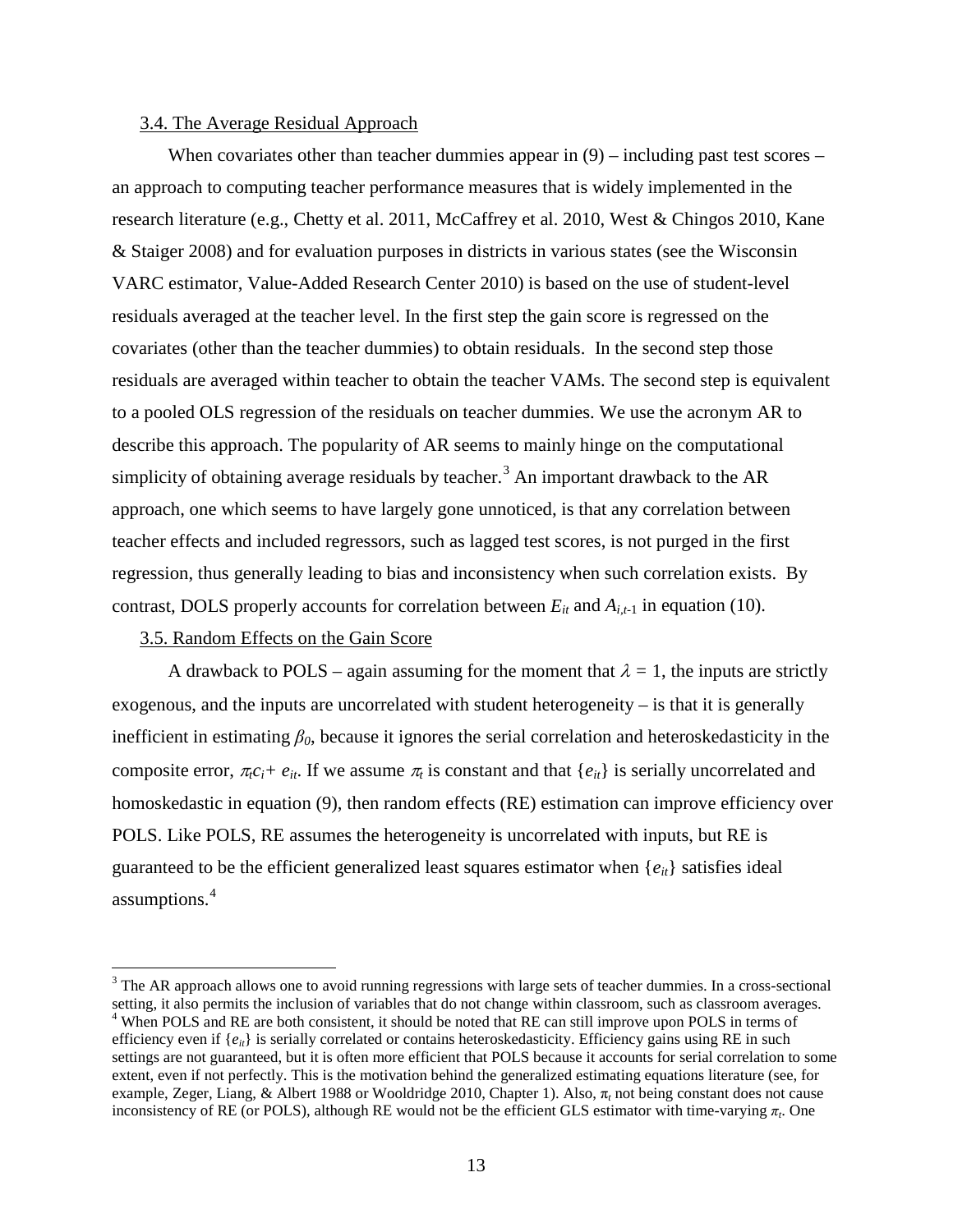### 3.4. The Average Residual Approach

When covariates other than teacher dummies appear in (9) – including past test scores – an approach to computing teacher performance measures that is widely implemented in the research literature (e.g., Chetty et al. 2011, McCaffrey et al. 2010, West & Chingos 2010, Kane & Staiger 2008) and for evaluation purposes in districts in various states (see the Wisconsin VARC estimator, Value-Added Research Center 2010) is based on the use of student-level residuals averaged at the teacher level. In the first step the gain score is regressed on the covariates (other than the teacher dummies) to obtain residuals. In the second step those residuals are averaged within teacher to obtain the teacher VAMs. The second step is equivalent to a pooled OLS regression of the residuals on teacher dummies. We use the acronym AR to describe this approach. The popularity of AR seems to mainly hinge on the computational simplicity of obtaining average residuals by teacher.[3] An important drawback to the AR approach, one which seems to have largely gone unnoticed, is that any correlation between teacher effects and included regressors, such as lagged test scores, is not purged in the first regression, thus generally leading to bias and inconsistency when such correlation exists. By contrast, DOLS properly accounts for correlation between $E_{it}$ and $A_{i,t-1}$ in equation (10).

### 3.5. Random Effects on the Gain Score

A drawback to POLS – again assuming for the moment that $\lambda = 1$, the inputs are strictly exogenous, and the inputs are uncorrelated with student heterogeneity – is that it is generally inefficient in estimating $\beta_0$, because it ignores the serial correlation and heteroskedasticity in the composite error, $\pi_t c_i + e_{it}$. If we assume $\pi_t$ is constant and that $\{e_{it}\}$ is serially uncorrelated and homoskedastic in equation (9), then random effects (RE) estimation can improve efficiency over POLS. Like POLS, RE assumes the heterogeneity is uncorrelated with inputs, but RE is guaranteed to be the efficient generalized least squares estimator when $\{e_{it}\}$ satisfies ideal assumptions.[4]

[3] The AR approach allows one to avoid running regressions with large sets of teacher dummies. In a cross-sectional setting, it also permits the inclusion of variables that do not change within classroom, such as classroom averages.

[4] When POLS and RE are both consistent, it should be noted that RE can still improve upon POLS in terms of efficiency even if $\{e_{it}\}$ is serially correlated or contains heteroskedasticity. Efficiency gains using RE in such settings are not guaranteed, but it is often more efficient that POLS because it accounts for serial correlation to some extent, even if not perfectly. This is the motivation behind the generalized estimating equations literature (see, for example, Zeger, Liang, & Albert 1988 or Wooldridge 2010, Chapter 1). Also, $\pi_t$ not being constant does not cause inconsistency of RE (or POLS), although RE would not be the efficient GLS estimator with time-varying $\pi_t$. One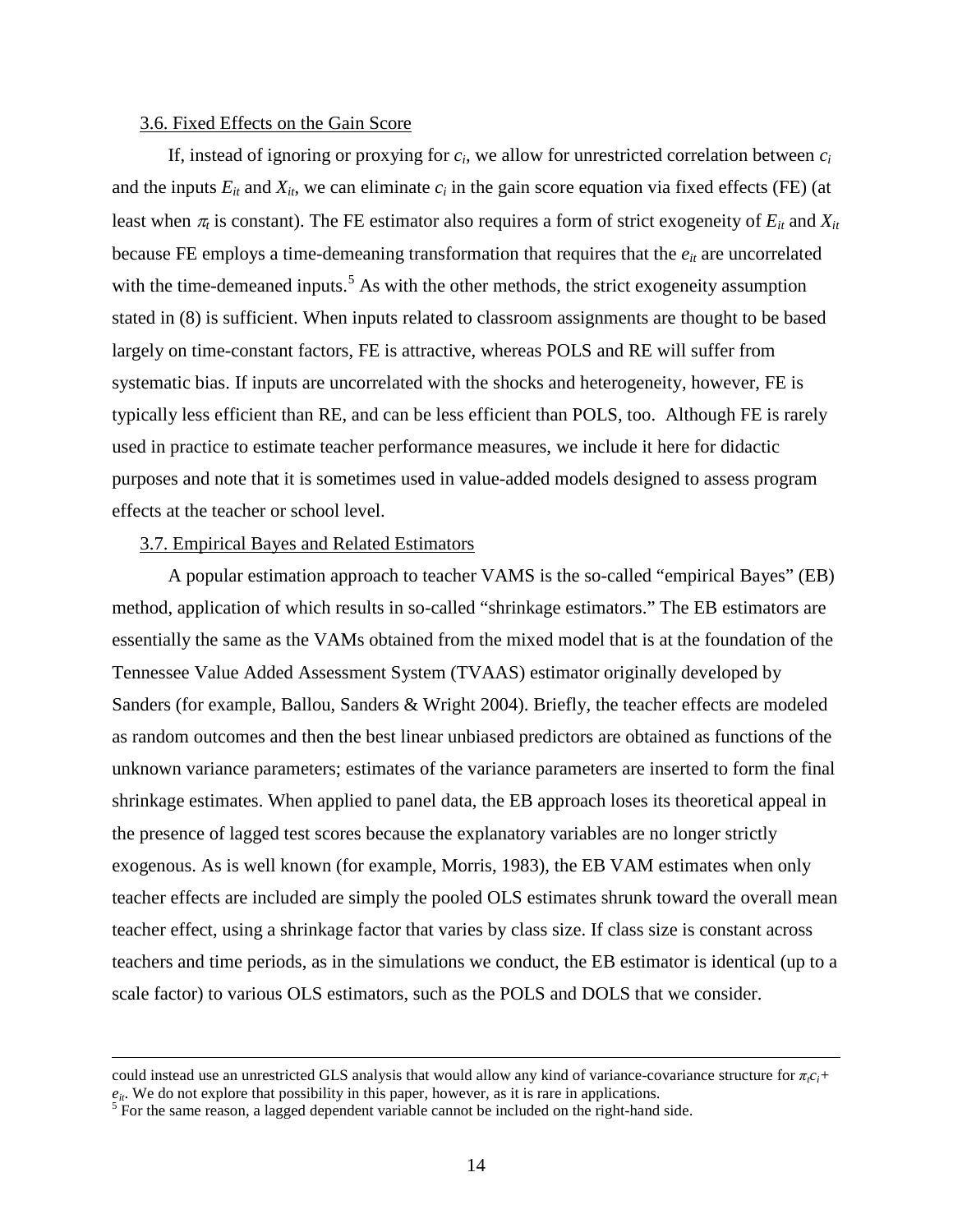3.6. Fixed Effects on the Gain Score

If, instead of ignoring or proxying for $c_i$, we allow for unrestricted correlation between $c_i$ and the inputs $E_{it}$ and $X_{it}$, we can eliminate $c_i$ in the gain score equation via fixed effects (FE) (at least when $\pi_t$ is constant). The FE estimator also requires a form of strict exogeneity of $E_{it}$ and $X_{it}$ because FE employs a time-demeaning transformation that requires that the $e_{it}$ are uncorrelated with the time-demeaned inputs.[5] As with the other methods, the strict exogeneity assumption stated in (8) is sufficient. When inputs related to classroom assignments are thought to be based largely on time-constant factors, FE is attractive, whereas POLS and RE will suffer from systematic bias. If inputs are uncorrelated with the shocks and heterogeneity, however, FE is typically less efficient than RE, and can be less efficient than POLS, too. Although FE is rarely used in practice to estimate teacher performance measures, we include it here for didactic purposes and note that it is sometimes used in value-added models designed to assess program effects at the teacher or school level.

3.7. Empirical Bayes and Related Estimators

A popular estimation approach to teacher VAMS is the so-called "empirical Bayes" (EB) method, application of which results in so-called "shrinkage estimators." The EB estimators are essentially the same as the VAMs obtained from the mixed model that is at the foundation of the Tennessee Value Added Assessment System (TVAAS) estimator originally developed by Sanders (for example, Ballou, Sanders & Wright 2004). Briefly, the teacher effects are modeled as random outcomes and then the best linear unbiased predictors are obtained as functions of the unknown variance parameters; estimates of the variance parameters are inserted to form the final shrinkage estimates. When applied to panel data, the EB approach loses its theoretical appeal in the presence of lagged test scores because the explanatory variables are no longer strictly exogenous. As is well known (for example, Morris, 1983), the EB VAM estimates when only teacher effects are included are simply the pooled OLS estimates shrunk toward the overall mean teacher effect, using a shrinkage factor that varies by class size. If class size is constant across teachers and time periods, as in the simulations we conduct, the EB estimator is identical (up to a scale factor) to various OLS estimators, such as the POLS and DOLS that we consider.

---

could instead use an unrestricted GLS analysis that would allow any kind of variance-covariance structure for $\pi_t c_i + e_{it}$. We do not explore that possibility in this paper, however, as it is rare in applications.

[5] For the same reason, a lagged dependent variable cannot be included on the right-hand side.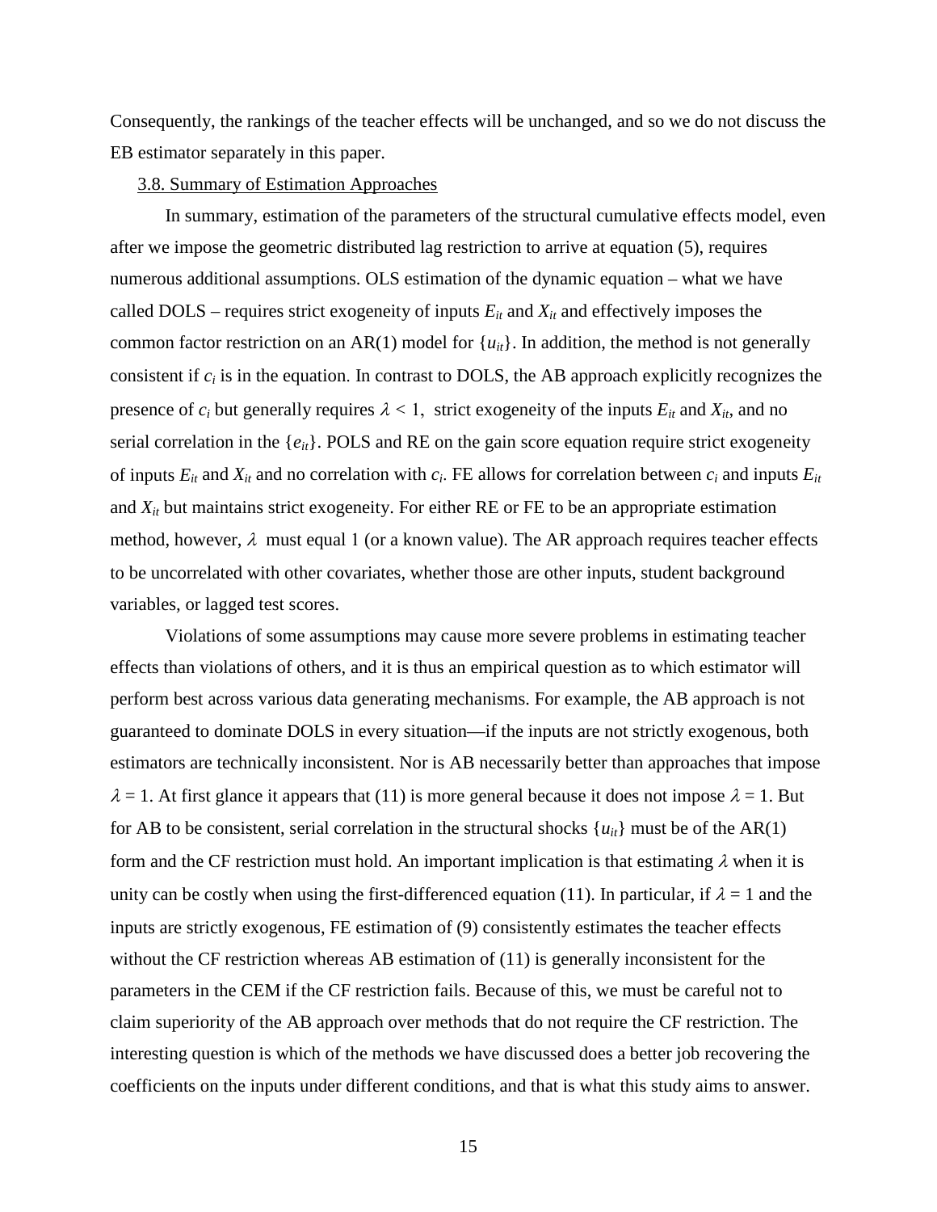Consequently, the rankings of the teacher effects will be unchanged, and so we do not discuss the EB estimator separately in this paper.

### 3.8. Summary of Estimation Approaches

In summary, estimation of the parameters of the structural cumulative effects model, even after we impose the geometric distributed lag restriction to arrive at equation (5), requires numerous additional assumptions. OLS estimation of the dynamic equation – what we have called DOLS – requires strict exogeneity of inputs $E_{it}$ and $X_{it}$ and effectively imposes the common factor restriction on an AR(1) model for $\{u_{it}\}$. In addition, the method is not generally consistent if $c_i$ is in the equation. In contrast to DOLS, the AB approach explicitly recognizes the presence of $c_i$ but generally requires $\lambda < 1$, strict exogeneity of the inputs $E_{it}$ and $X_{it}$, and no serial correlation in the $\{e_{it}\}$. POLS and RE on the gain score equation require strict exogeneity of inputs $E_{it}$ and $X_{it}$ and no correlation with $c_i$. FE allows for correlation between $c_i$ and inputs $E_{it}$ and $X_{it}$ but maintains strict exogeneity. For either RE or FE to be an appropriate estimation method, however, $\lambda$ must equal 1 (or a known value). The AR approach requires teacher effects to be uncorrelated with other covariates, whether those are other inputs, student background variables, or lagged test scores.

Violations of some assumptions may cause more severe problems in estimating teacher effects than violations of others, and it is thus an empirical question as to which estimator will perform best across various data generating mechanisms. For example, the AB approach is not guaranteed to dominate DOLS in every situation—if the inputs are not strictly exogenous, both estimators are technically inconsistent. Nor is AB necessarily better than approaches that impose $\lambda = 1$. At first glance it appears that (11) is more general because it does not impose $\lambda = 1$. But for AB to be consistent, serial correlation in the structural shocks $\{u_{it}\}$ must be of the AR(1) form and the CF restriction must hold. An important implication is that estimating $\lambda$ when it is unity can be costly when using the first-differenced equation (11). In particular, if $\lambda = 1$ and the inputs are strictly exogenous, FE estimation of (9) consistently estimates the teacher effects without the CF restriction whereas AB estimation of (11) is generally inconsistent for the parameters in the CEM if the CF restriction fails. Because of this, we must be careful not to claim superiority of the AB approach over methods that do not require the CF restriction. The interesting question is which of the methods we have discussed does a better job recovering the coefficients on the inputs under different conditions, and that is what this study aims to answer.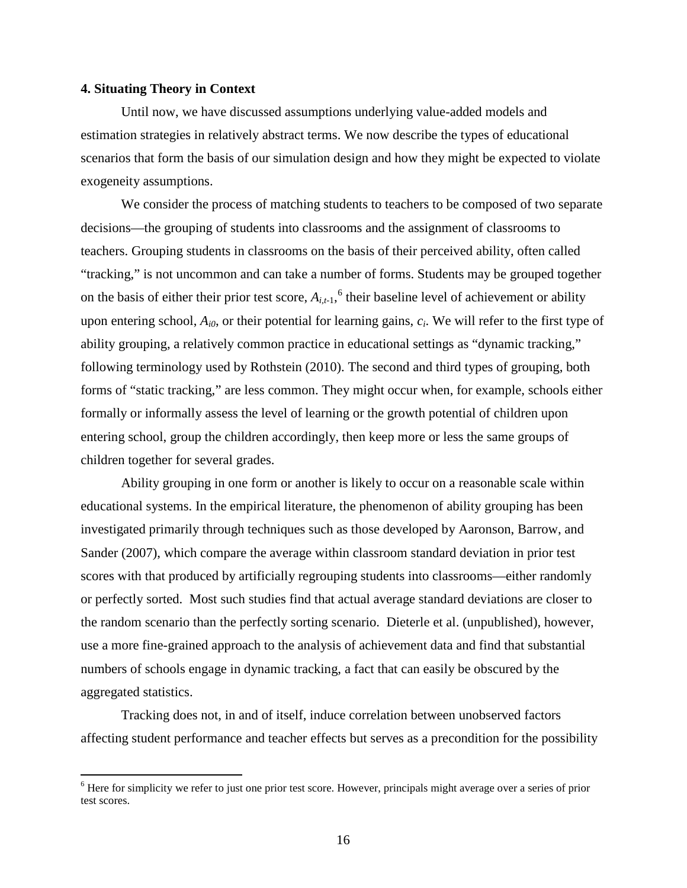### 4. Situating Theory in Context

Until now, we have discussed assumptions underlying value-added models and estimation strategies in relatively abstract terms. We now describe the types of educational scenarios that form the basis of our simulation design and how they might be expected to violate exogeneity assumptions.

We consider the process of matching students to teachers to be composed of two separate decisions—the grouping of students into classrooms and the assignment of classrooms to teachers. Grouping students in classrooms on the basis of their perceived ability, often called "tracking," is not uncommon and can take a number of forms. Students may be grouped together on the basis of either their prior test score, $A_{i,t-1}$,[6] their baseline level of achievement or ability upon entering school, $A_{i0}$, or their potential for learning gains, $c_i$. We will refer to the first type of ability grouping, a relatively common practice in educational settings as "dynamic tracking," following terminology used by Rothstein (2010). The second and third types of grouping, both forms of "static tracking," are less common. They might occur when, for example, schools either formally or informally assess the level of learning or the growth potential of children upon entering school, group the children accordingly, then keep more or less the same groups of children together for several grades.

Ability grouping in one form or another is likely to occur on a reasonable scale within educational systems. In the empirical literature, the phenomenon of ability grouping has been investigated primarily through techniques such as those developed by Aaronson, Barrow, and Sander (2007), which compare the average within classroom standard deviation in prior test scores with that produced by artificially regrouping students into classrooms—either randomly or perfectly sorted. Most such studies find that actual average standard deviations are closer to the random scenario than the perfectly sorting scenario. Dieterle et al. (unpublished), however, use a more fine-grained approach to the analysis of achievement data and find that substantial numbers of schools engage in dynamic tracking, a fact that can easily be obscured by the aggregated statistics.

Tracking does not, in and of itself, induce correlation between unobserved factors affecting student performance and teacher effects but serves as a precondition for the possibility

[6] Here for simplicity we refer to just one prior test score. However, principals might average over a series of prior test scores.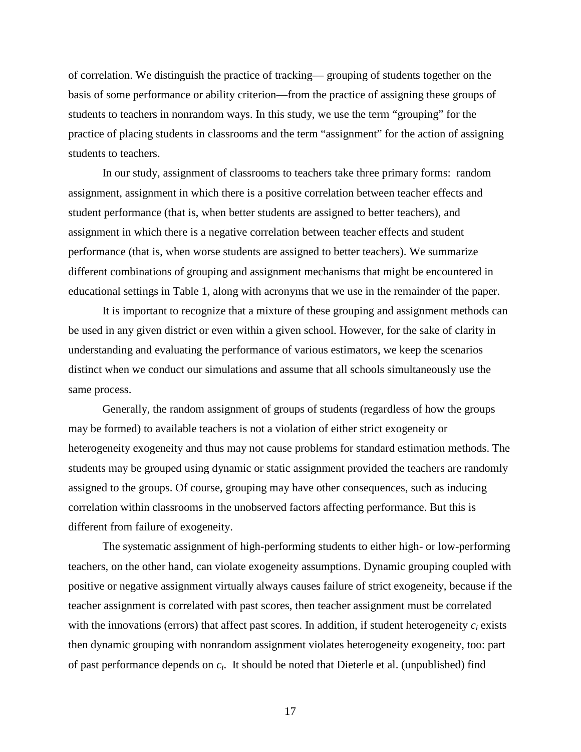of correlation. We distinguish the practice of tracking— grouping of students together on the basis of some performance or ability criterion—from the practice of assigning these groups of students to teachers in nonrandom ways. In this study, we use the term "grouping" for the practice of placing students in classrooms and the term "assignment" for the action of assigning students to teachers.

In our study, assignment of classrooms to teachers take three primary forms: random assignment, assignment in which there is a positive correlation between teacher effects and student performance (that is, when better students are assigned to better teachers), and assignment in which there is a negative correlation between teacher effects and student performance (that is, when worse students are assigned to better teachers). We summarize different combinations of grouping and assignment mechanisms that might be encountered in educational settings in Table 1, along with acronyms that we use in the remainder of the paper.

It is important to recognize that a mixture of these grouping and assignment methods can be used in any given district or even within a given school. However, for the sake of clarity in understanding and evaluating the performance of various estimators, we keep the scenarios distinct when we conduct our simulations and assume that all schools simultaneously use the same process.

Generally, the random assignment of groups of students (regardless of how the groups may be formed) to available teachers is not a violation of either strict exogeneity or heterogeneity exogeneity and thus may not cause problems for standard estimation methods. The students may be grouped using dynamic or static assignment provided the teachers are randomly assigned to the groups. Of course, grouping may have other consequences, such as inducing correlation within classrooms in the unobserved factors affecting performance. But this is different from failure of exogeneity.

The systematic assignment of high-performing students to either high- or low-performing teachers, on the other hand, can violate exogeneity assumptions. Dynamic grouping coupled with positive or negative assignment virtually always causes failure of strict exogeneity, because if the teacher assignment is correlated with past scores, then teacher assignment must be correlated with the innovations (errors) that affect past scores. In addition, if student heterogeneity $c_i$ exists then dynamic grouping with nonrandom assignment violates heterogeneity exogeneity, too: part of past performance depends on $c_i$. It should be noted that Dieterle et al. (unpublished) find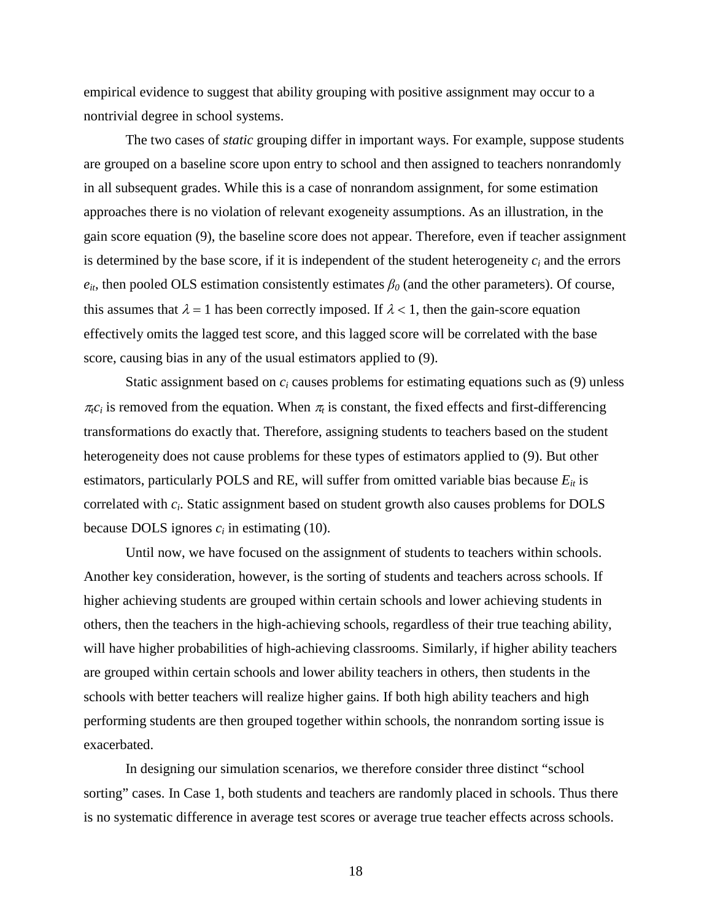empirical evidence to suggest that ability grouping with positive assignment may occur to a nontrivial degree in school systems.

The two cases of *static* grouping differ in important ways. For example, suppose students are grouped on a baseline score upon entry to school and then assigned to teachers nonrandomly in all subsequent grades. While this is a case of nonrandom assignment, for some estimation approaches there is no violation of relevant exogeneity assumptions. As an illustration, in the gain score equation (9), the baseline score does not appear. Therefore, even if teacher assignment is determined by the base score, if it is independent of the student heterogeneity $c_i$ and the errors $e_{it}$, then pooled OLS estimation consistently estimates $\beta_0$ (and the other parameters). Of course, this assumes that $\lambda = 1$ has been correctly imposed. If $\lambda < 1$, then the gain-score equation effectively omits the lagged test score, and this lagged score will be correlated with the base score, causing bias in any of the usual estimators applied to (9).

Static assignment based on $c_i$ causes problems for estimating equations such as (9) unless $\pi_t c_i$ is removed from the equation. When $\pi_t$ is constant, the fixed effects and first-differencing transformations do exactly that. Therefore, assigning students to teachers based on the student heterogeneity does not cause problems for these types of estimators applied to (9). But other estimators, particularly POLS and RE, will suffer from omitted variable bias because $E_{it}$ is correlated with $c_i$. Static assignment based on student growth also causes problems for DOLS because DOLS ignores $c_i$ in estimating (10).

Until now, we have focused on the assignment of students to teachers within schools. Another key consideration, however, is the sorting of students and teachers across schools. If higher achieving students are grouped within certain schools and lower achieving students in others, then the teachers in the high-achieving schools, regardless of their true teaching ability, will have higher probabilities of high-achieving classrooms. Similarly, if higher ability teachers are grouped within certain schools and lower ability teachers in others, then students in the schools with better teachers will realize higher gains. If both high ability teachers and high performing students are then grouped together within schools, the nonrandom sorting issue is exacerbated.

In designing our simulation scenarios, we therefore consider three distinct "school sorting" cases. In Case 1, both students and teachers are randomly placed in schools. Thus there is no systematic difference in average test scores or average true teacher effects across schools.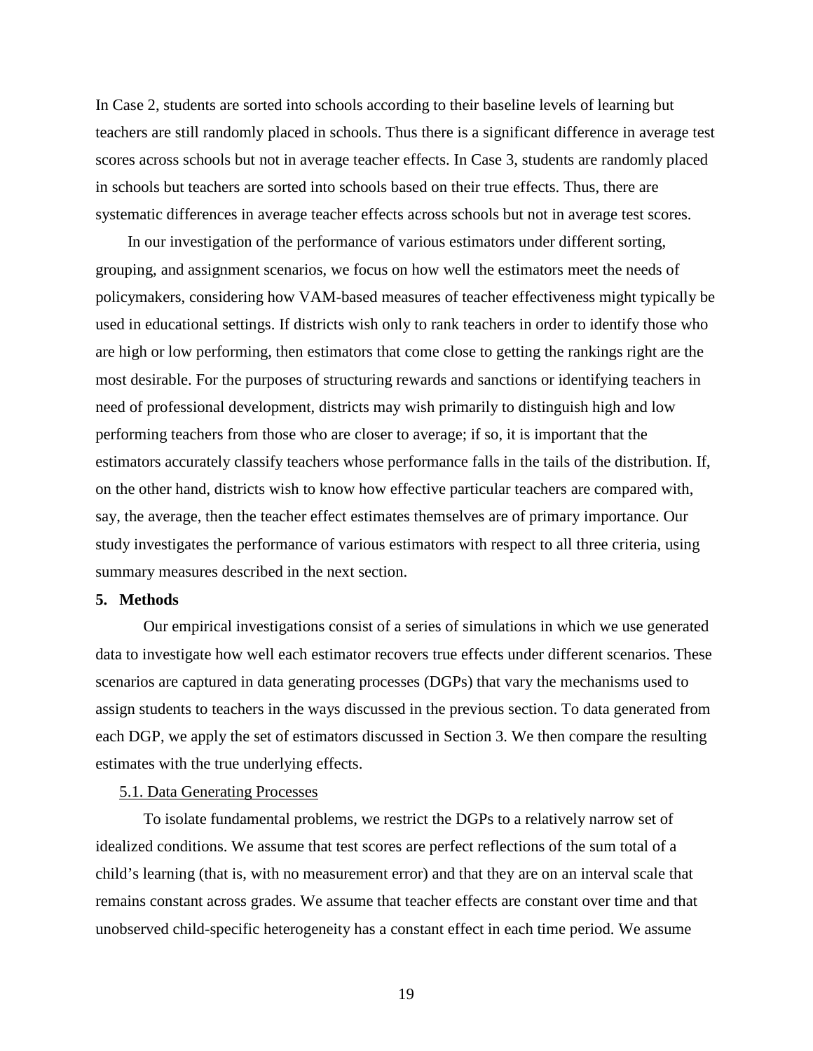In Case 2, students are sorted into schools according to their baseline levels of learning but teachers are still randomly placed in schools. Thus there is a significant difference in average test scores across schools but not in average teacher effects. In Case 3, students are randomly placed in schools but teachers are sorted into schools based on their true effects. Thus, there are systematic differences in average teacher effects across schools but not in average test scores.

In our investigation of the performance of various estimators under different sorting, grouping, and assignment scenarios, we focus on how well the estimators meet the needs of policymakers, considering how VAM-based measures of teacher effectiveness might typically be used in educational settings. If districts wish only to rank teachers in order to identify those who are high or low performing, then estimators that come close to getting the rankings right are the most desirable. For the purposes of structuring rewards and sanctions or identifying teachers in need of professional development, districts may wish primarily to distinguish high and low performing teachers from those who are closer to average; if so, it is important that the estimators accurately classify teachers whose performance falls in the tails of the distribution. If, on the other hand, districts wish to know how effective particular teachers are compared with, say, the average, then the teacher effect estimates themselves are of primary importance. Our study investigates the performance of various estimators with respect to all three criteria, using summary measures described in the next section.

## 5. Methods

Our empirical investigations consist of a series of simulations in which we use generated data to investigate how well each estimator recovers true effects under different scenarios. These scenarios are captured in data generating processes (DGPs) that vary the mechanisms used to assign students to teachers in the ways discussed in the previous section. To data generated from each DGP, we apply the set of estimators discussed in Section 3. We then compare the resulting estimates with the true underlying effects.

### 5.1. Data Generating Processes

To isolate fundamental problems, we restrict the DGPs to a relatively narrow set of idealized conditions. We assume that test scores are perfect reflections of the sum total of a child's learning (that is, with no measurement error) and that they are on an interval scale that remains constant across grades. We assume that teacher effects are constant over time and that unobserved child-specific heterogeneity has a constant effect in each time period. We assume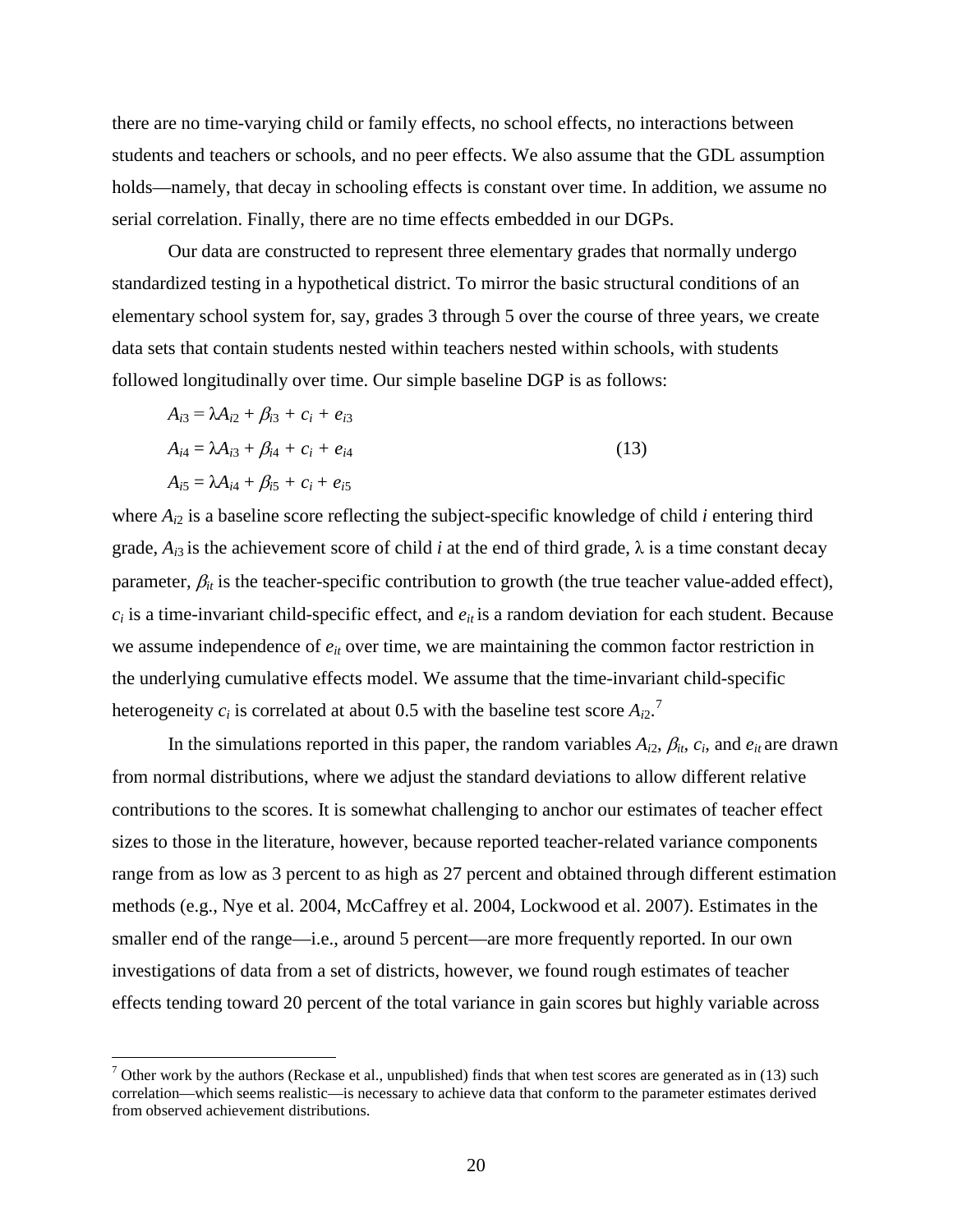there are no time-varying child or family effects, no school effects, no interactions between students and teachers or schools, and no peer effects. We also assume that the GDL assumption holds—namely, that decay in schooling effects is constant over time. In addition, we assume no serial correlation. Finally, there are no time effects embedded in our DGPs.

Our data are constructed to represent three elementary grades that normally undergo standardized testing in a hypothetical district. To mirror the basic structural conditions of an elementary school system for, say, grades 3 through 5 over the course of three years, we create data sets that contain students nested within teachers nested within schools, with students followed longitudinally over time. Our simple baseline DGP is as follows:

$$
\begin{aligned}
A_{i3} &= \lambda A_{i2} + \beta_{i3} + c_i + e_{i3} \\
A_{i4} &= \lambda A_{i3} + \beta_{i4} + c_i + e_{i4} \qquad (13) \\
A_{i5} &= \lambda A_{i4} + \beta_{i5} + c_i + e_{i5}
\end{aligned}
$$

where $A_{i2}$ is a baseline score reflecting the subject-specific knowledge of child $i$ entering third grade, $A_{i3}$ is the achievement score of child $i$ at the end of third grade, $\lambda$ is a time constant decay parameter, $\beta_{it}$ is the teacher-specific contribution to growth (the true teacher value-added effect), $c_i$ is a time-invariant child-specific effect, and $e_{it}$ is a random deviation for each student. Because we assume independence of $e_{it}$ over time, we are maintaining the common factor restriction in the underlying cumulative effects model. We assume that the time-invariant child-specific heterogeneity $c_i$ is correlated at about 0.5 with the baseline test score $A_{i2}$.[7]

In the simulations reported in this paper, the random variables $A_{i2}$, $\beta_{it}$, $c_i$, and $e_{it}$ are drawn from normal distributions, where we adjust the standard deviations to allow different relative contributions to the scores. It is somewhat challenging to anchor our estimates of teacher effect sizes to those in the literature, however, because reported teacher-related variance components range from as low as 3 percent to as high as 27 percent and obtained through different estimation methods (e.g., Nye et al. 2004, McCaffrey et al. 2004, Lockwood et al. 2007). Estimates in the smaller end of the range—i.e., around 5 percent—are more frequently reported. In our own investigations of data from a set of districts, however, we found rough estimates of teacher effects tending toward 20 percent of the total variance in gain scores but highly variable across

[7] Other work by the authors (Reckase et al., unpublished) finds that when test scores are generated as in (13) such correlation—which seems realistic—is necessary to achieve data that conform to the parameter estimates derived from observed achievement distributions.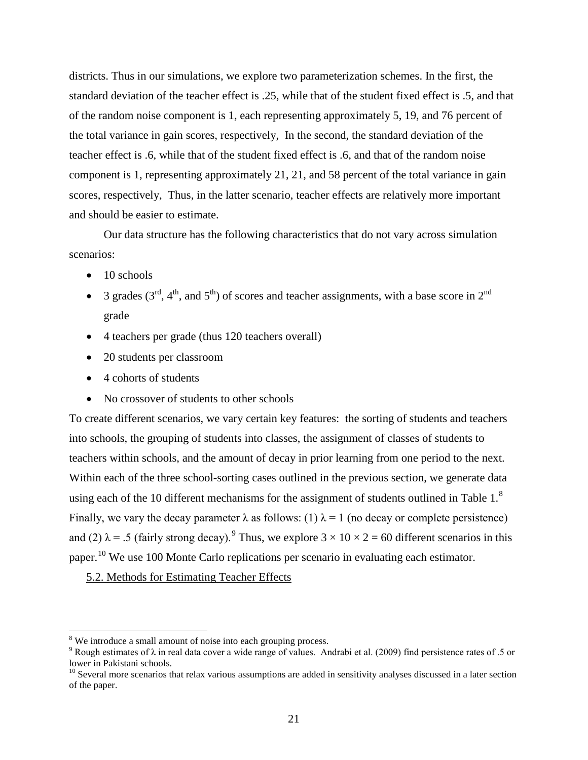districts. Thus in our simulations, we explore two parameterization schemes. In the first, the standard deviation of the teacher effect is .25, while that of the student fixed effect is .5, and that of the random noise component is 1, each representing approximately 5, 19, and 76 percent of the total variance in gain scores, respectively, In the second, the standard deviation of the teacher effect is .6, while that of the student fixed effect is .6, and that of the random noise component is 1, representing approximately 21, 21, and 58 percent of the total variance in gain scores, respectively, Thus, in the latter scenario, teacher effects are relatively more important and should be easier to estimate.

Our data structure has the following characteristics that do not vary across simulation scenarios:

- 10 schools
- 3 grades (3rd, 4th, and 5th) of scores and teacher assignments, with a base score in 2nd grade
- 4 teachers per grade (thus 120 teachers overall)
- 20 students per classroom
- 4 cohorts of students
- No crossover of students to other schools

To create different scenarios, we vary certain key features: the sorting of students and teachers into schools, the grouping of students into classes, the assignment of classes of students to teachers within schools, and the amount of decay in prior learning from one period to the next. Within each of the three school-sorting cases outlined in the previous section, we generate data using each of the 10 different mechanisms for the assignment of students outlined in Table 1.[8] Finally, we vary the decay parameter $\lambda$ as follows: (1) $\lambda = 1$ (no decay or complete persistence) and (2) $\lambda = .5$ (fairly strong decay).[9] Thus, we explore $3 \times 10 \times 2 = 60$ different scenarios in this paper.[10] We use 100 Monte Carlo replications per scenario in evaluating each estimator.

5.2. Methods for Estimating Teacher Effects

---

[8] We introduce a small amount of noise into each grouping process.

[9] Rough estimates of $\lambda$ in real data cover a wide range of values. Andrabi et al. (2009) find persistence rates of .5 or lower in Pakistani schools.

[10] Several more scenarios that relax various assumptions are added in sensitivity analyses discussed in a later section of the paper.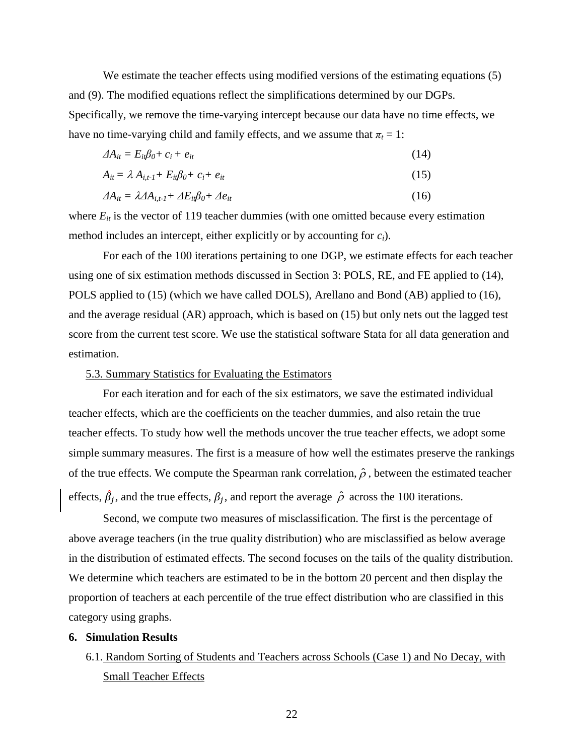We estimate the teacher effects using modified versions of the estimating equations (5) and (9). The modified equations reflect the simplifications determined by our DGPs. Specifically, we remove the time-varying intercept because our data have no time effects, we have no time-varying child and family effects, and we assume that $\pi_t = 1$:

$$\Delta A_{it} = E_{it}\beta_0 + c_i + e_{it} \tag{14}$$

$$A_{it} = \lambda A_{i,t-1} + E_{it}\beta_0 + c_i + e_{it} \tag{15}$$

$$\Delta A_{it} = \lambda \Delta A_{i,t-1} + \Delta E_{it}\beta_0 + \Delta e_{it} \tag{16}$$

where $E_{it}$ is the vector of 119 teacher dummies (with one omitted because every estimation method includes an intercept, either explicitly or by accounting for $c_i$).

For each of the 100 iterations pertaining to one DGP, we estimate effects for each teacher using one of six estimation methods discussed in Section 3: POLS, RE, and FE applied to (14), POLS applied to (15) (which we have called DOLS), Arellano and Bond (AB) applied to (16), and the average residual (AR) approach, which is based on (15) but only nets out the lagged test score from the current test score. We use the statistical software Stata for all data generation and estimation.

### 5.3. Summary Statistics for Evaluating the Estimators

For each iteration and for each of the six estimators, we save the estimated individual teacher effects, which are the coefficients on the teacher dummies, and also retain the true teacher effects. To study how well the methods uncover the true teacher effects, we adopt some simple summary measures. The first is a measure of how well the estimates preserve the rankings of the true effects. We compute the Spearman rank correlation, $\hat{\rho}$, between the estimated teacher effects, $\hat{\beta}_j$, and the true effects, $\beta_j$, and report the average $\hat{\rho}$ across the 100 iterations.

Second, we compute two measures of misclassification. The first is the percentage of above average teachers (in the true quality distribution) who are misclassified as below average in the distribution of estimated effects. The second focuses on the tails of the quality distribution. We determine which teachers are estimated to be in the bottom 20 percent and then display the proportion of teachers at each percentile of the true effect distribution who are classified in this category using graphs.

## 6. Simulation Results

### 6.1. Random Sorting of Students and Teachers across Schools (Case 1) and No Decay, with Small Teacher Effects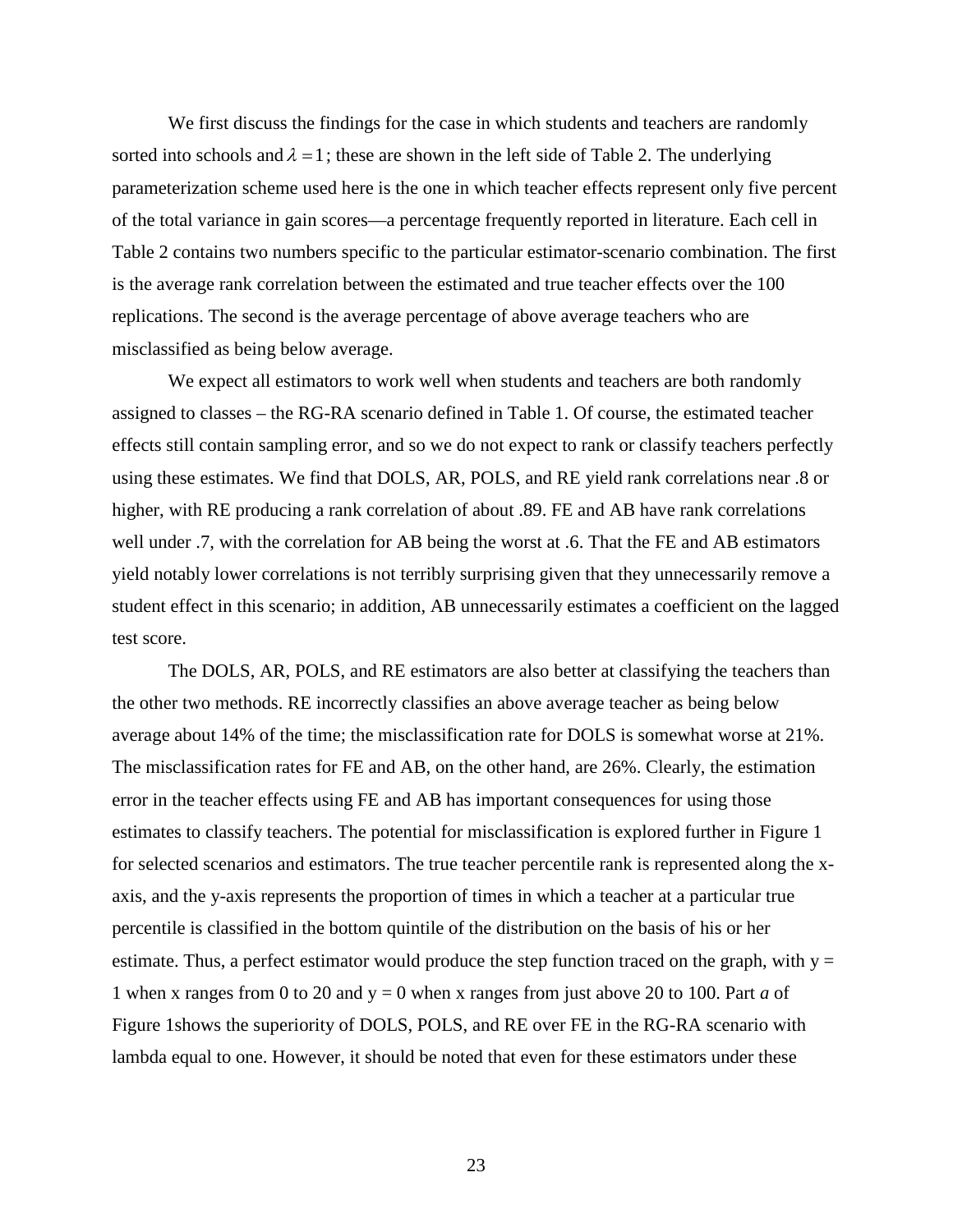We first discuss the findings for the case in which students and teachers are randomly sorted into schools and $\lambda = 1$; these are shown in the left side of Table 2. The underlying parameterization scheme used here is the one in which teacher effects represent only five percent of the total variance in gain scores—a percentage frequently reported in literature. Each cell in Table 2 contains two numbers specific to the particular estimator-scenario combination. The first is the average rank correlation between the estimated and true teacher effects over the 100 replications. The second is the average percentage of above average teachers who are misclassified as being below average.

We expect all estimators to work well when students and teachers are both randomly assigned to classes – the RG-RA scenario defined in Table 1. Of course, the estimated teacher effects still contain sampling error, and so we do not expect to rank or classify teachers perfectly using these estimates. We find that DOLS, AR, POLS, and RE yield rank correlations near .8 or higher, with RE producing a rank correlation of about .89. FE and AB have rank correlations well under .7, with the correlation for AB being the worst at .6. That the FE and AB estimators yield notably lower correlations is not terribly surprising given that they unnecessarily remove a student effect in this scenario; in addition, AB unnecessarily estimates a coefficient on the lagged test score.

The DOLS, AR, POLS, and RE estimators are also better at classifying the teachers than the other two methods. RE incorrectly classifies an above average teacher as being below average about 14% of the time; the misclassification rate for DOLS is somewhat worse at 21%. The misclassification rates for FE and AB, on the other hand, are 26%. Clearly, the estimation error in the teacher effects using FE and AB has important consequences for using those estimates to classify teachers. The potential for misclassification is explored further in Figure 1 for selected scenarios and estimators. The true teacher percentile rank is represented along the x-axis, and the y-axis represents the proportion of times in which a teacher at a particular true percentile is classified in the bottom quintile of the distribution on the basis of his or her estimate. Thus, a perfect estimator would produce the step function traced on the graph, with y = 1 when x ranges from 0 to 20 and y = 0 when x ranges from just above 20 to 100. Part *a* of Figure 1shows the superiority of DOLS, POLS, and RE over FE in the RG-RA scenario with lambda equal to one. However, it should be noted that even for these estimators under these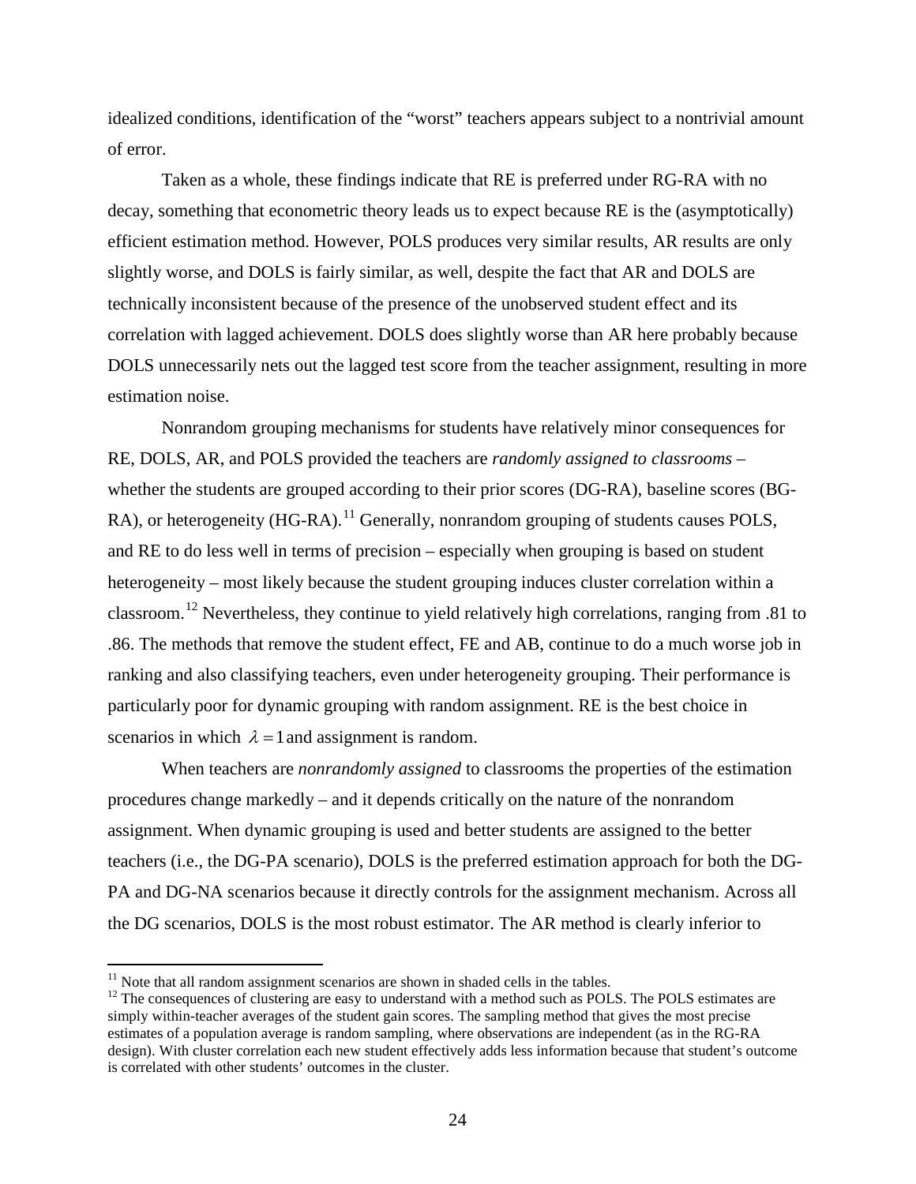idealized conditions, identification of the "worst" teachers appears subject to a nontrivial amount of error.

Taken as a whole, these findings indicate that RE is preferred under RG-RA with no decay, something that econometric theory leads us to expect because RE is the (asymptotically) efficient estimation method. However, POLS produces very similar results, AR results are only slightly worse, and DOLS is fairly similar, as well, despite the fact that AR and DOLS are technically inconsistent because of the presence of the unobserved student effect and its correlation with lagged achievement. DOLS does slightly worse than AR here probably because DOLS unnecessarily nets out the lagged test score from the teacher assignment, resulting in more estimation noise.

Nonrandom grouping mechanisms for students have relatively minor consequences for RE, DOLS, AR, and POLS provided the teachers are *randomly assigned to classrooms* – whether the students are grouped according to their prior scores (DG-RA), baseline scores (BG-RA), or heterogeneity (HG-RA).[11] Generally, nonrandom grouping of students causes POLS, and RE to do less well in terms of precision – especially when grouping is based on student heterogeneity – most likely because the student grouping induces cluster correlation within a classroom.[12] Nevertheless, they continue to yield relatively high correlations, ranging from .81 to .86. The methods that remove the student effect, FE and AB, continue to do a much worse job in ranking and also classifying teachers, even under heterogeneity grouping. Their performance is particularly poor for dynamic grouping with random assignment. RE is the best choice in scenarios in which $\lambda = 1$ and assignment is random.

When teachers are *nonrandomly assigned* to classrooms the properties of the estimation procedures change markedly – and it depends critically on the nature of the nonrandom assignment. When dynamic grouping is used and better students are assigned to the better teachers (i.e., the DG-PA scenario), DOLS is the preferred estimation approach for both the DG-PA and DG-NA scenarios because it directly controls for the assignment mechanism. Across all the DG scenarios, DOLS is the most robust estimator. The AR method is clearly inferior to

[11] Note that all random assignment scenarios are shown in shaded cells in the tables.

[12] The consequences of clustering are easy to understand with a method such as POLS. The POLS estimates are simply within-teacher averages of the student gain scores. The sampling method that gives the most precise estimates of a population average is random sampling, where observations are independent (as in the RG-RA design). With cluster correlation each new student effectively adds less information because that student's outcome is correlated with other students' outcomes in the cluster.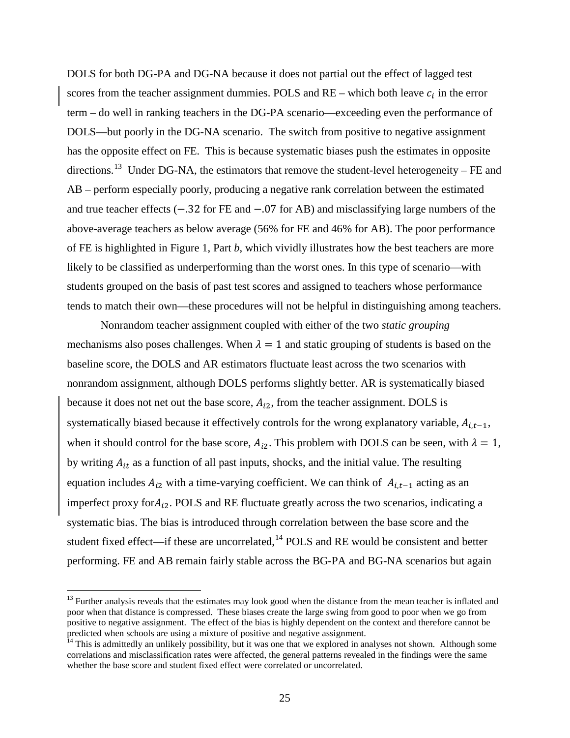DOLS for both DG-PA and DG-NA because it does not partial out the effect of lagged test scores from the teacher assignment dummies. POLS and RE – which both leave $c_i$ in the error term – do well in ranking teachers in the DG-PA scenario—exceeding even the performance of DOLS—but poorly in the DG-NA scenario. The switch from positive to negative assignment has the opposite effect on FE. This is because systematic biases push the estimates in opposite directions.[13] Under DG-NA, the estimators that remove the student-level heterogeneity – FE and AB – perform especially poorly, producing a negative rank correlation between the estimated and true teacher effects ($-.32$ for FE and $-.07$ for AB) and misclassifying large numbers of the above-average teachers as below average (56% for FE and 46% for AB). The poor performance of FE is highlighted in Figure 1, Part *b*, which vividly illustrates how the best teachers are more likely to be classified as underperforming than the worst ones. In this type of scenario—with students grouped on the basis of past test scores and assigned to teachers whose performance tends to match their own—these procedures will not be helpful in distinguishing among teachers.

Nonrandom teacher assignment coupled with either of the two *static grouping* mechanisms also poses challenges. When $\lambda = 1$ and static grouping of students is based on the baseline score, the DOLS and AR estimators fluctuate least across the two scenarios with nonrandom assignment, although DOLS performs slightly better. AR is systematically biased because it does not net out the base score, $A_{i2}$, from the teacher assignment. DOLS is systematically biased because it effectively controls for the wrong explanatory variable, $A_{i,t-1}$, when it should control for the base score, $A_{i2}$. This problem with DOLS can be seen, with $\lambda = 1$, by writing $A_{it}$ as a function of all past inputs, shocks, and the initial value. The resulting equation includes $A_{i2}$ with a time-varying coefficient. We can think of $A_{i,t-1}$ acting as an imperfect proxy for $A_{i2}$. POLS and RE fluctuate greatly across the two scenarios, indicating a systematic bias. The bias is introduced through correlation between the base score and the student fixed effect—if these are uncorrelated,[14] POLS and RE would be consistent and better performing. FE and AB remain fairly stable across the BG-PA and BG-NA scenarios but again

---

[13] Further analysis reveals that the estimates may look good when the distance from the mean teacher is inflated and poor when that distance is compressed. These biases create the large swing from good to poor when we go from positive to negative assignment. The effect of the bias is highly dependent on the context and therefore cannot be predicted when schools are using a mixture of positive and negative assignment.

[14] This is admittedly an unlikely possibility, but it was one that we explored in analyses not shown. Although some correlations and misclassification rates were affected, the general patterns revealed in the findings were the same whether the base score and student fixed effect were correlated or uncorrelated.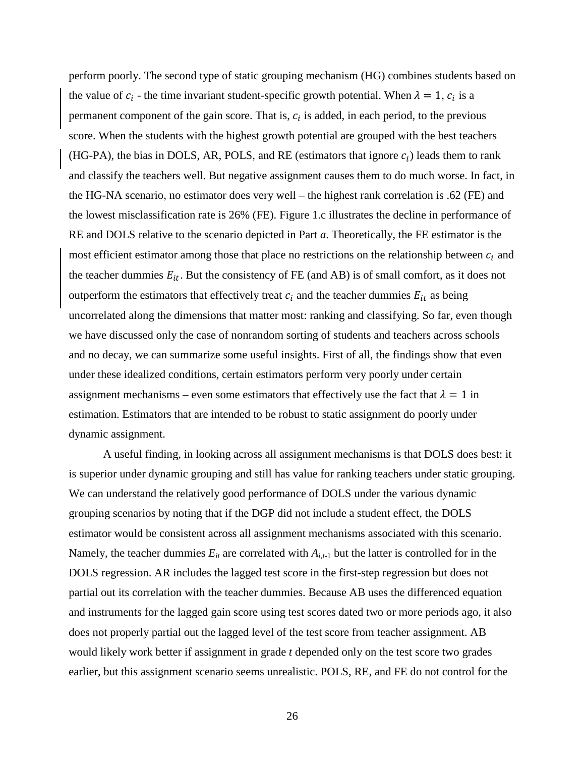perform poorly. The second type of static grouping mechanism (HG) combines students based on the value of $c_i$ - the time invariant student-specific growth potential. When $\lambda = 1$, $c_i$ is a permanent component of the gain score. That is, $c_i$ is added, in each period, to the previous score. When the students with the highest growth potential are grouped with the best teachers (HG-PA), the bias in DOLS, AR, POLS, and RE (estimators that ignore $c_i$) leads them to rank and classify the teachers well. But negative assignment causes them to do much worse. In fact, in the HG-NA scenario, no estimator does very well – the highest rank correlation is .62 (FE) and the lowest misclassification rate is 26% (FE). Figure 1.c illustrates the decline in performance of RE and DOLS relative to the scenario depicted in Part *a*. Theoretically, the FE estimator is the most efficient estimator among those that place no restrictions on the relationship between $c_i$ and the teacher dummies $E_{it}$. But the consistency of FE (and AB) is of small comfort, as it does not outperform the estimators that effectively treat $c_i$ and the teacher dummies $E_{it}$ as being uncorrelated along the dimensions that matter most: ranking and classifying. So far, even though we have discussed only the case of nonrandom sorting of students and teachers across schools and no decay, we can summarize some useful insights. First of all, the findings show that even under these idealized conditions, certain estimators perform very poorly under certain assignment mechanisms – even some estimators that effectively use the fact that $\lambda = 1$ in estimation. Estimators that are intended to be robust to static assignment do poorly under dynamic assignment.

A useful finding, in looking across all assignment mechanisms is that DOLS does best: it is superior under dynamic grouping and still has value for ranking teachers under static grouping. We can understand the relatively good performance of DOLS under the various dynamic grouping scenarios by noting that if the DGP did not include a student effect, the DOLS estimator would be consistent across all assignment mechanisms associated with this scenario. Namely, the teacher dummies $E_{it}$ are correlated with $A_{i,t-1}$ but the latter is controlled for in the DOLS regression. AR includes the lagged test score in the first-step regression but does not partial out its correlation with the teacher dummies. Because AB uses the differenced equation and instruments for the lagged gain score using test scores dated two or more periods ago, it also does not properly partial out the lagged level of the test score from teacher assignment. AB would likely work better if assignment in grade *t* depended only on the test score two grades earlier, but this assignment scenario seems unrealistic. POLS, RE, and FE do not control for the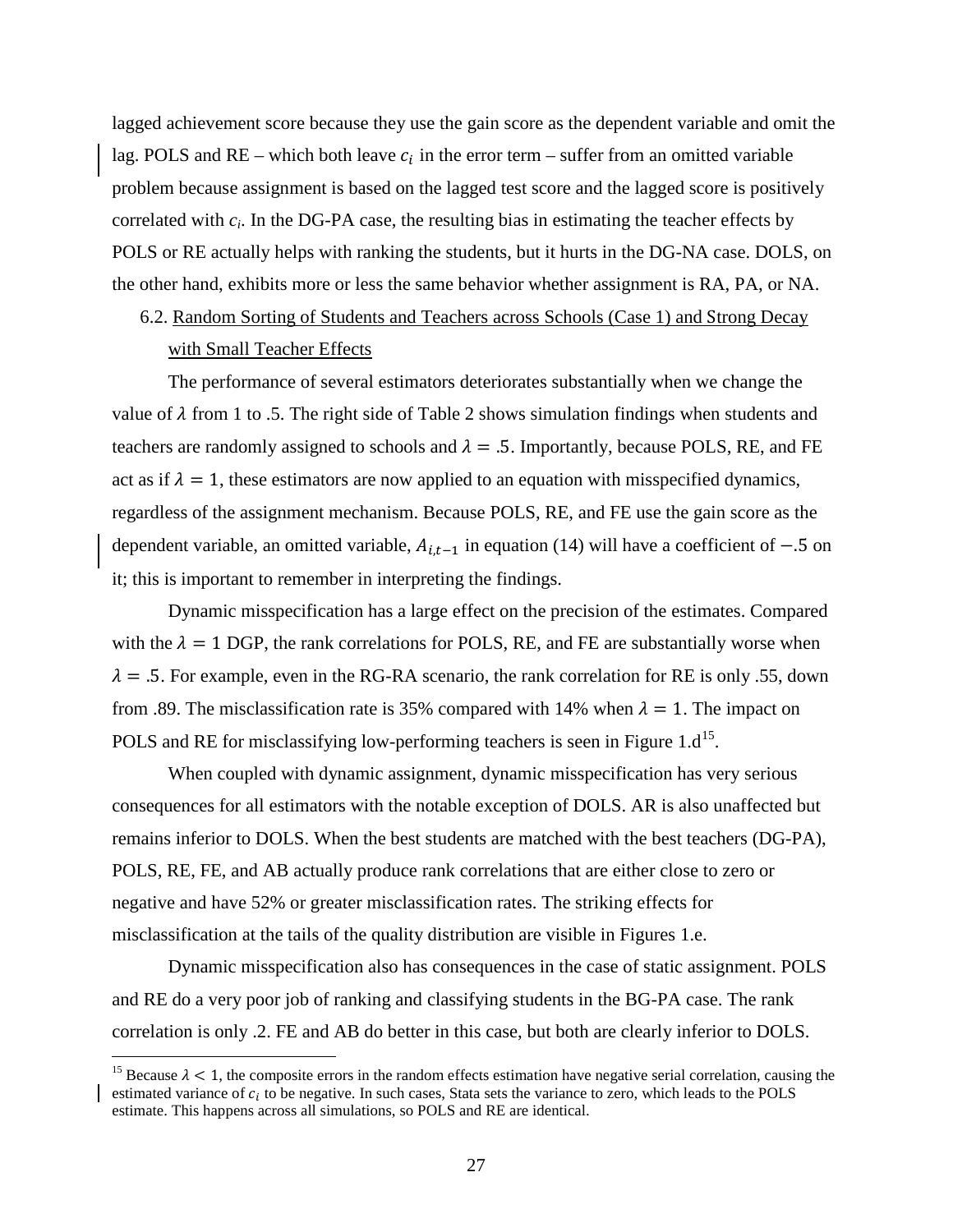lagged achievement score because they use the gain score as the dependent variable and omit the lag. POLS and RE – which both leave $c_i$ in the error term – suffer from an omitted variable problem because assignment is based on the lagged test score and the lagged score is positively correlated with $c_i$. In the DG-PA case, the resulting bias in estimating the teacher effects by POLS or RE actually helps with ranking the students, but it hurts in the DG-NA case. DOLS, on the other hand, exhibits more or less the same behavior whether assignment is RA, PA, or NA.

### 6.2. Random Sorting of Students and Teachers across Schools (Case 1) and Strong Decay with Small Teacher Effects

The performance of several estimators deteriorates substantially when we change the value of $\lambda$ from 1 to .5. The right side of Table 2 shows simulation findings when students and teachers are randomly assigned to schools and $\lambda = .5$. Importantly, because POLS, RE, and FE act as if $\lambda = 1$, these estimators are now applied to an equation with misspecified dynamics, regardless of the assignment mechanism. Because POLS, RE, and FE use the gain score as the dependent variable, an omitted variable, $A_{i,t-1}$ in equation (14) will have a coefficient of $-.5$ on it; this is important to remember in interpreting the findings.

Dynamic misspecification has a large effect on the precision of the estimates. Compared with the $\lambda = 1$ DGP, the rank correlations for POLS, RE, and FE are substantially worse when $\lambda = .5$. For example, even in the RG-RA scenario, the rank correlation for RE is only .55, down from .89. The misclassification rate is 35% compared with 14% when $\lambda = 1$. The impact on POLS and RE for misclassifying low-performing teachers is seen in Figure 1.d[15].

When coupled with dynamic assignment, dynamic misspecification has very serious consequences for all estimators with the notable exception of DOLS. AR is also unaffected but remains inferior to DOLS. When the best students are matched with the best teachers (DG-PA), POLS, RE, FE, and AB actually produce rank correlations that are either close to zero or negative and have 52% or greater misclassification rates. The striking effects for misclassification at the tails of the quality distribution are visible in Figures 1.e.

Dynamic misspecification also has consequences in the case of static assignment. POLS and RE do a very poor job of ranking and classifying students in the BG-PA case. The rank correlation is only .2. FE and AB do better in this case, but both are clearly inferior to DOLS.

[15] Because $\lambda < 1$, the composite errors in the random effects estimation have negative serial correlation, causing the estimated variance of $c_i$ to be negative. In such cases, Stata sets the variance to zero, which leads to the POLS estimate. This happens across all simulations, so POLS and RE are identical.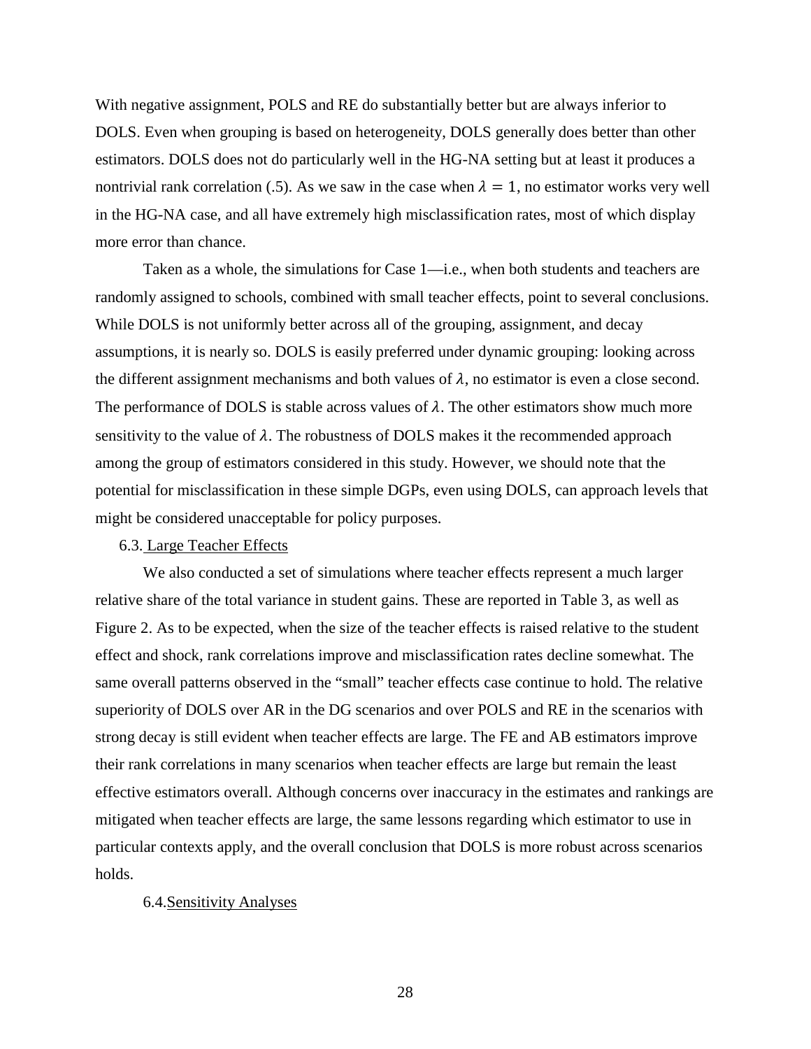With negative assignment, POLS and RE do substantially better but are always inferior to DOLS. Even when grouping is based on heterogeneity, DOLS generally does better than other estimators. DOLS does not do particularly well in the HG-NA setting but at least it produces a nontrivial rank correlation (.5). As we saw in the case when $\lambda = 1$, no estimator works very well in the HG-NA case, and all have extremely high misclassification rates, most of which display more error than chance.

Taken as a whole, the simulations for Case 1—i.e., when both students and teachers are randomly assigned to schools, combined with small teacher effects, point to several conclusions. While DOLS is not uniformly better across all of the grouping, assignment, and decay assumptions, it is nearly so. DOLS is easily preferred under dynamic grouping: looking across the different assignment mechanisms and both values of $\lambda$, no estimator is even a close second. The performance of DOLS is stable across values of $\lambda$. The other estimators show much more sensitivity to the value of $\lambda$. The robustness of DOLS makes it the recommended approach among the group of estimators considered in this study. However, we should note that the potential for misclassification in these simple DGPs, even using DOLS, can approach levels that might be considered unacceptable for policy purposes.

### 6.3. Large Teacher Effects

We also conducted a set of simulations where teacher effects represent a much larger relative share of the total variance in student gains. These are reported in Table 3, as well as Figure 2. As to be expected, when the size of the teacher effects is raised relative to the student effect and shock, rank correlations improve and misclassification rates decline somewhat. The same overall patterns observed in the "small" teacher effects case continue to hold. The relative superiority of DOLS over AR in the DG scenarios and over POLS and RE in the scenarios with strong decay is still evident when teacher effects are large. The FE and AB estimators improve their rank correlations in many scenarios when teacher effects are large but remain the least effective estimators overall. Although concerns over inaccuracy in the estimates and rankings are mitigated when teacher effects are large, the same lessons regarding which estimator to use in particular contexts apply, and the overall conclusion that DOLS is more robust across scenarios holds.

### 6.4. Sensitivity Analyses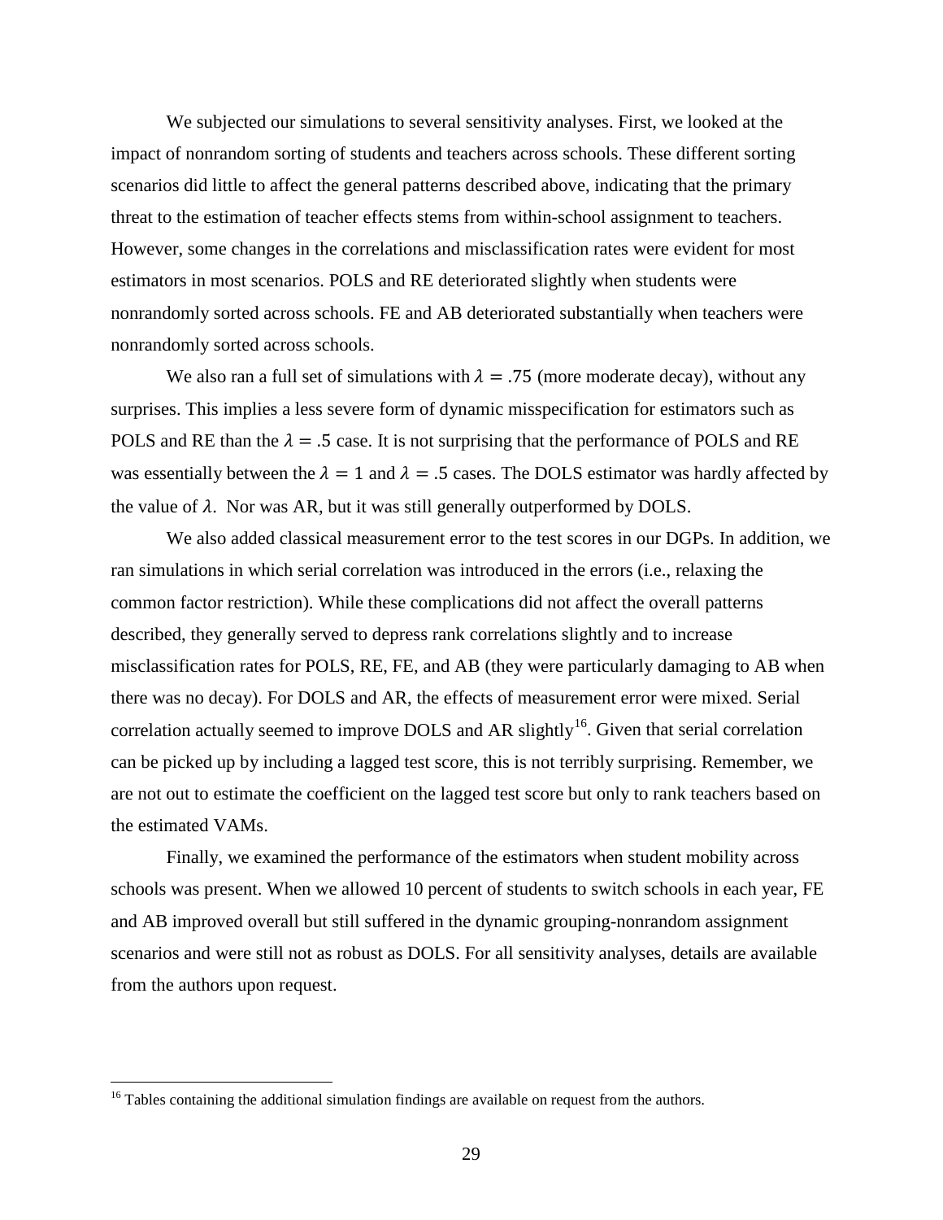We subjected our simulations to several sensitivity analyses. First, we looked at the impact of nonrandom sorting of students and teachers across schools. These different sorting scenarios did little to affect the general patterns described above, indicating that the primary threat to the estimation of teacher effects stems from within-school assignment to teachers. However, some changes in the correlations and misclassification rates were evident for most estimators in most scenarios. POLS and RE deteriorated slightly when students were nonrandomly sorted across schools. FE and AB deteriorated substantially when teachers were nonrandomly sorted across schools.

We also ran a full set of simulations with $\lambda = .75$ (more moderate decay), without any surprises. This implies a less severe form of dynamic misspecification for estimators such as POLS and RE than the $\lambda = .5$ case. It is not surprising that the performance of POLS and RE was essentially between the $\lambda = 1$ and $\lambda = .5$ cases. The DOLS estimator was hardly affected by the value of $\lambda$. Nor was AR, but it was still generally outperformed by DOLS.

We also added classical measurement error to the test scores in our DGPs. In addition, we ran simulations in which serial correlation was introduced in the errors (i.e., relaxing the common factor restriction). While these complications did not affect the overall patterns described, they generally served to depress rank correlations slightly and to increase misclassification rates for POLS, RE, FE, and AB (they were particularly damaging to AB when there was no decay). For DOLS and AR, the effects of measurement error were mixed. Serial correlation actually seemed to improve DOLS and AR slightly[16]. Given that serial correlation can be picked up by including a lagged test score, this is not terribly surprising. Remember, we are not out to estimate the coefficient on the lagged test score but only to rank teachers based on the estimated VAMs.

Finally, we examined the performance of the estimators when student mobility across schools was present. When we allowed 10 percent of students to switch schools in each year, FE and AB improved overall but still suffered in the dynamic grouping-nonrandom assignment scenarios and were still not as robust as DOLS. For all sensitivity analyses, details are available from the authors upon request.

[16] Tables containing the additional simulation findings are available on request from the authors.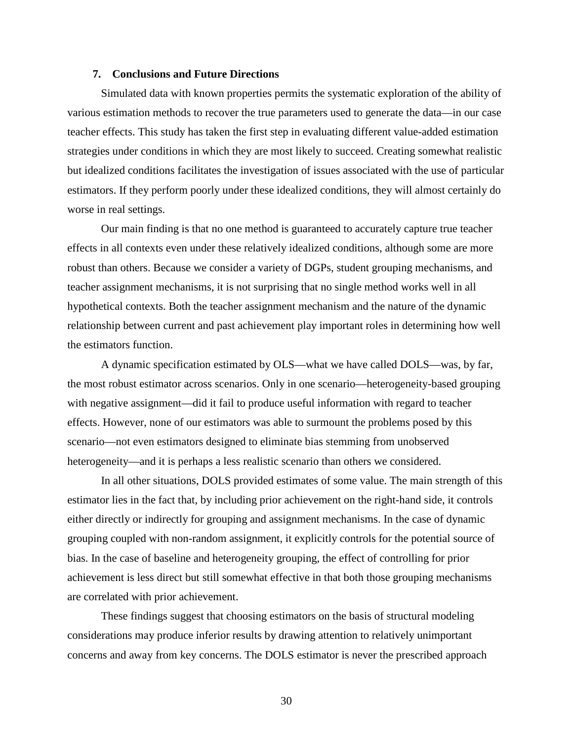## 7. Conclusions and Future Directions

Simulated data with known properties permits the systematic exploration of the ability of various estimation methods to recover the true parameters used to generate the data—in our case teacher effects. This study has taken the first step in evaluating different value-added estimation strategies under conditions in which they are most likely to succeed. Creating somewhat realistic but idealized conditions facilitates the investigation of issues associated with the use of particular estimators. If they perform poorly under these idealized conditions, they will almost certainly do worse in real settings.

Our main finding is that no one method is guaranteed to accurately capture true teacher effects in all contexts even under these relatively idealized conditions, although some are more robust than others. Because we consider a variety of DGPs, student grouping mechanisms, and teacher assignment mechanisms, it is not surprising that no single method works well in all hypothetical contexts. Both the teacher assignment mechanism and the nature of the dynamic relationship between current and past achievement play important roles in determining how well the estimators function.

A dynamic specification estimated by OLS—what we have called DOLS—was, by far, the most robust estimator across scenarios. Only in one scenario—heterogeneity-based grouping with negative assignment—did it fail to produce useful information with regard to teacher effects. However, none of our estimators was able to surmount the problems posed by this scenario—not even estimators designed to eliminate bias stemming from unobserved heterogeneity—and it is perhaps a less realistic scenario than others we considered.

In all other situations, DOLS provided estimates of some value. The main strength of this estimator lies in the fact that, by including prior achievement on the right-hand side, it controls either directly or indirectly for grouping and assignment mechanisms. In the case of dynamic grouping coupled with non-random assignment, it explicitly controls for the potential source of bias. In the case of baseline and heterogeneity grouping, the effect of controlling for prior achievement is less direct but still somewhat effective in that both those grouping mechanisms are correlated with prior achievement.

These findings suggest that choosing estimators on the basis of structural modeling considerations may produce inferior results by drawing attention to relatively unimportant concerns and away from key concerns. The DOLS estimator is never the prescribed approach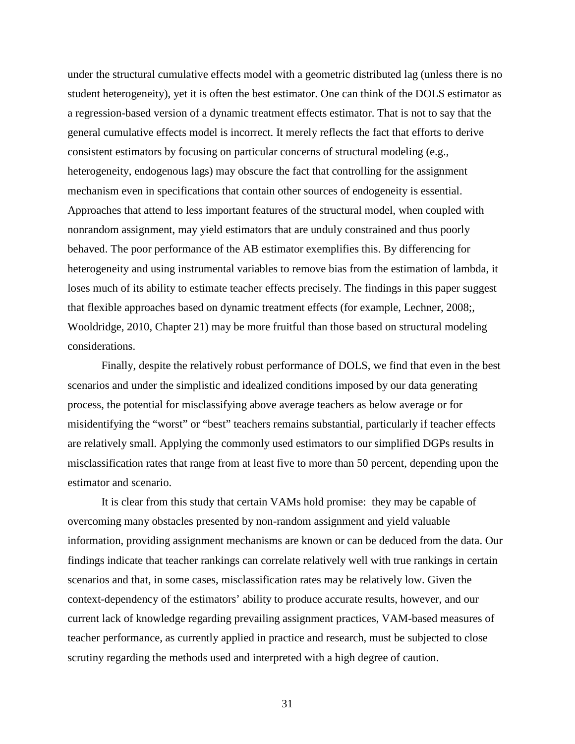under the structural cumulative effects model with a geometric distributed lag (unless there is no student heterogeneity), yet it is often the best estimator. One can think of the DOLS estimator as a regression-based version of a dynamic treatment effects estimator. That is not to say that the general cumulative effects model is incorrect. It merely reflects the fact that efforts to derive consistent estimators by focusing on particular concerns of structural modeling (e.g., heterogeneity, endogenous lags) may obscure the fact that controlling for the assignment mechanism even in specifications that contain other sources of endogeneity is essential. Approaches that attend to less important features of the structural model, when coupled with nonrandom assignment, may yield estimators that are unduly constrained and thus poorly behaved. The poor performance of the AB estimator exemplifies this. By differencing for heterogeneity and using instrumental variables to remove bias from the estimation of lambda, it loses much of its ability to estimate teacher effects precisely. The findings in this paper suggest that flexible approaches based on dynamic treatment effects (for example, Lechner, 2008;, Wooldridge, 2010, Chapter 21) may be more fruitful than those based on structural modeling considerations.

Finally, despite the relatively robust performance of DOLS, we find that even in the best scenarios and under the simplistic and idealized conditions imposed by our data generating process, the potential for misclassifying above average teachers as below average or for misidentifying the "worst" or "best" teachers remains substantial, particularly if teacher effects are relatively small. Applying the commonly used estimators to our simplified DGPs results in misclassification rates that range from at least five to more than 50 percent, depending upon the estimator and scenario.

It is clear from this study that certain VAMs hold promise: they may be capable of overcoming many obstacles presented by non-random assignment and yield valuable information, providing assignment mechanisms are known or can be deduced from the data. Our findings indicate that teacher rankings can correlate relatively well with true rankings in certain scenarios and that, in some cases, misclassification rates may be relatively low. Given the context-dependency of the estimators' ability to produce accurate results, however, and our current lack of knowledge regarding prevailing assignment practices, VAM-based measures of teacher performance, as currently applied in practice and research, must be subjected to close scrutiny regarding the methods used and interpreted with a high degree of caution.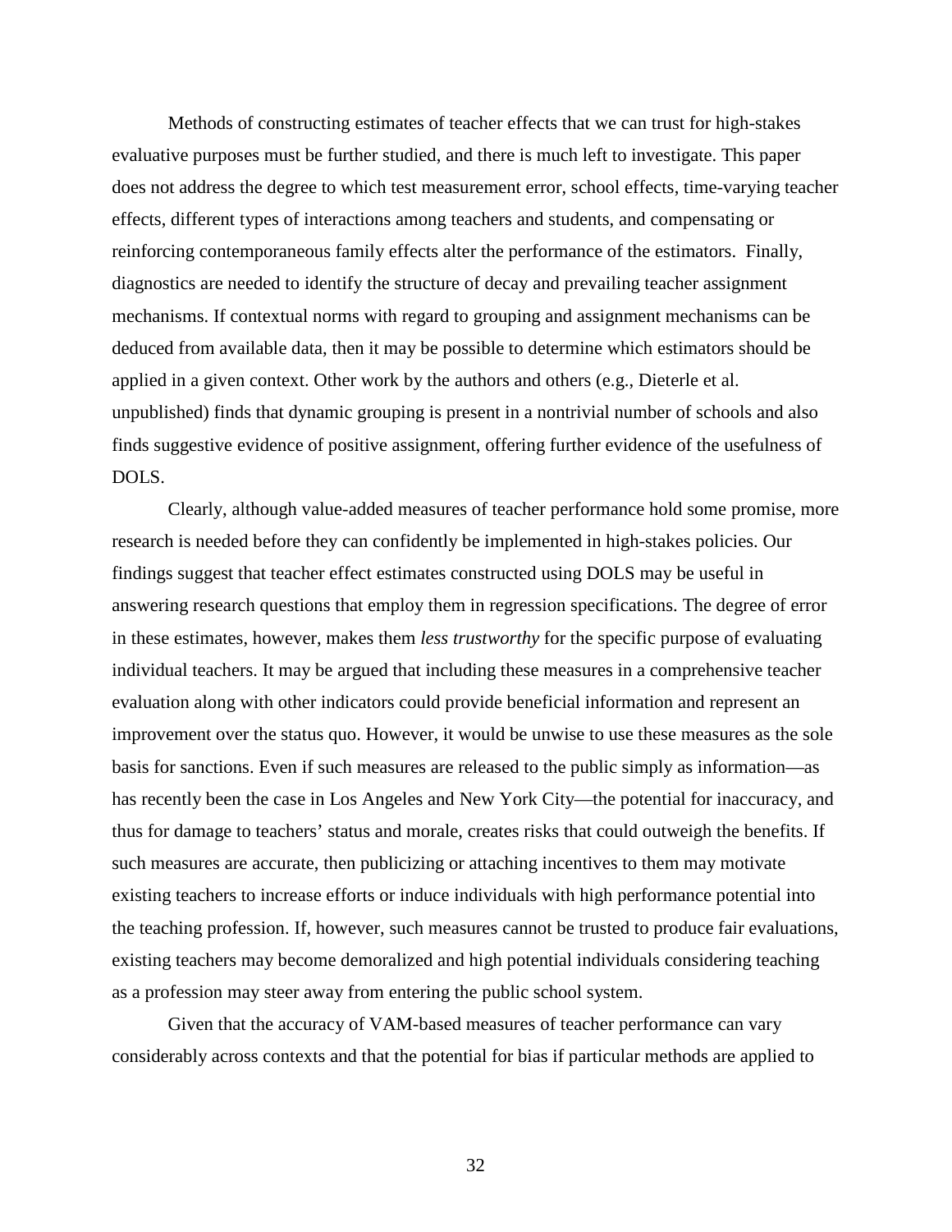Methods of constructing estimates of teacher effects that we can trust for high-stakes evaluative purposes must be further studied, and there is much left to investigate. This paper does not address the degree to which test measurement error, school effects, time-varying teacher effects, different types of interactions among teachers and students, and compensating or reinforcing contemporaneous family effects alter the performance of the estimators. Finally, diagnostics are needed to identify the structure of decay and prevailing teacher assignment mechanisms. If contextual norms with regard to grouping and assignment mechanisms can be deduced from available data, then it may be possible to determine which estimators should be applied in a given context. Other work by the authors and others (e.g., Dieterle et al. unpublished) finds that dynamic grouping is present in a nontrivial number of schools and also finds suggestive evidence of positive assignment, offering further evidence of the usefulness of DOLS.

Clearly, although value-added measures of teacher performance hold some promise, more research is needed before they can confidently be implemented in high-stakes policies. Our findings suggest that teacher effect estimates constructed using DOLS may be useful in answering research questions that employ them in regression specifications. The degree of error in these estimates, however, makes them *less trustworthy* for the specific purpose of evaluating individual teachers. It may be argued that including these measures in a comprehensive teacher evaluation along with other indicators could provide beneficial information and represent an improvement over the status quo. However, it would be unwise to use these measures as the sole basis for sanctions. Even if such measures are released to the public simply as information—as has recently been the case in Los Angeles and New York City—the potential for inaccuracy, and thus for damage to teachers' status and morale, creates risks that could outweigh the benefits. If such measures are accurate, then publicizing or attaching incentives to them may motivate existing teachers to increase efforts or induce individuals with high performance potential into the teaching profession. If, however, such measures cannot be trusted to produce fair evaluations, existing teachers may become demoralized and high potential individuals considering teaching as a profession may steer away from entering the public school system.

Given that the accuracy of VAM-based measures of teacher performance can vary considerably across contexts and that the potential for bias if particular methods are applied to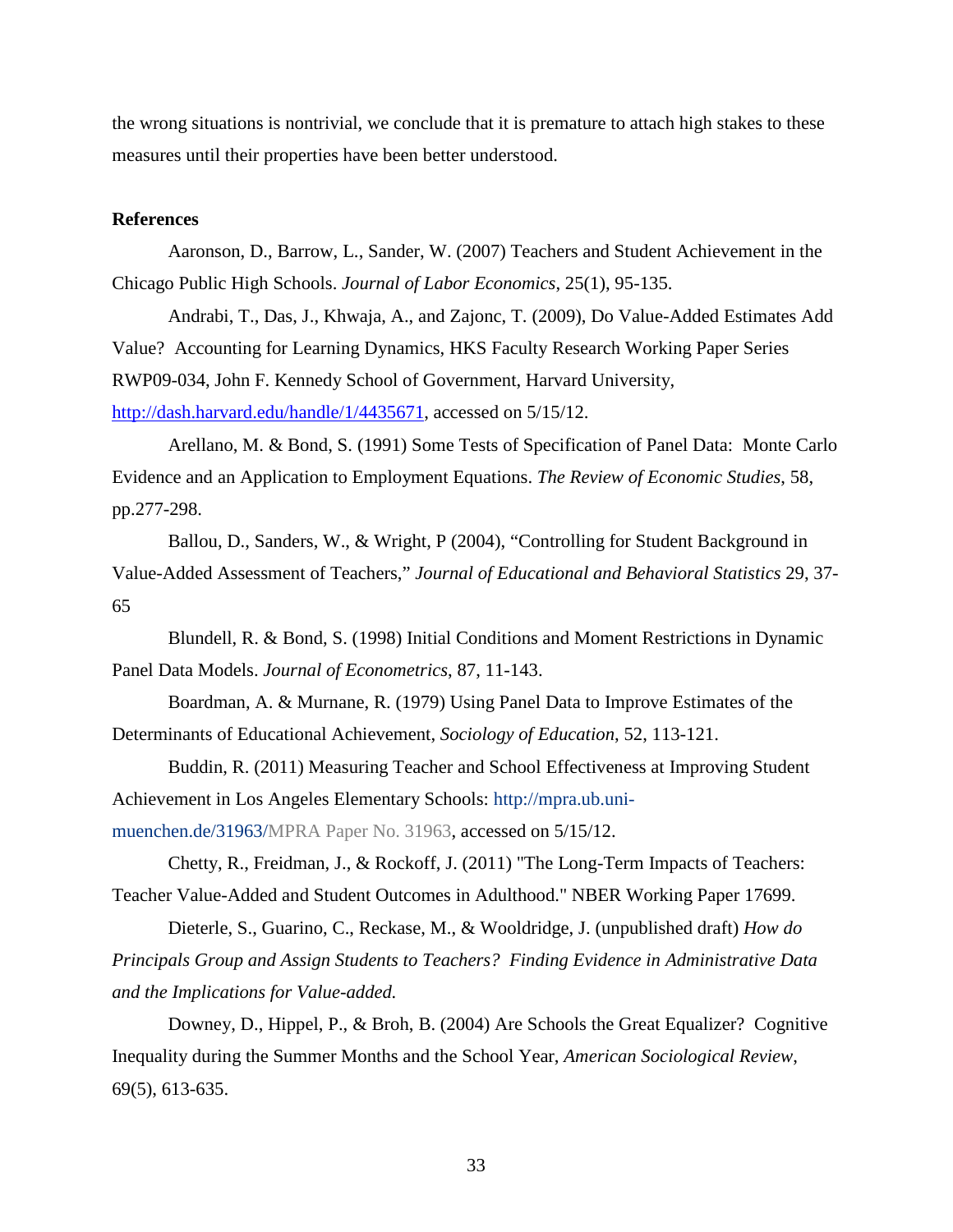the wrong situations is nontrivial, we conclude that it is premature to attach high stakes to these measures until their properties have been better understood.

**References**

Aaronson, D., Barrow, L., Sander, W. (2007) Teachers and Student Achievement in the Chicago Public High Schools. *Journal of Labor Economics*, 25(1), 95-135.

Andrabi, T., Das, J., Khwaja, A., and Zajonc, T. (2009), Do Value-Added Estimates Add Value? Accounting for Learning Dynamics, HKS Faculty Research Working Paper Series RWP09-034, John F. Kennedy School of Government, Harvard University, http://dash.harvard.edu/handle/1/4435671, accessed on 5/15/12.

Arellano, M. & Bond, S. (1991) Some Tests of Specification of Panel Data: Monte Carlo Evidence and an Application to Employment Equations. *The Review of Economic Studies*, 58, pp.277-298.

Ballou, D., Sanders, W., & Wright, P (2004), "Controlling for Student Background in Value-Added Assessment of Teachers," *Journal of Educational and Behavioral Statistics* 29, 37-65

Blundell, R. & Bond, S. (1998) Initial Conditions and Moment Restrictions in Dynamic Panel Data Models. *Journal of Econometrics*, 87, 11-143.

Boardman, A. & Murnane, R. (1979) Using Panel Data to Improve Estimates of the Determinants of Educational Achievement, *Sociology of Education*, 52, 113-121.

Buddin, R. (2011) Measuring Teacher and School Effectiveness at Improving Student Achievement in Los Angeles Elementary Schools: http://mpra.ub.uni-muenchen.de/31963/MPRA Paper No. 31963, accessed on 5/15/12.

Chetty, R., Freidman, J., & Rockoff, J. (2011) "The Long-Term Impacts of Teachers: Teacher Value-Added and Student Outcomes in Adulthood." NBER Working Paper 17699.

Dieterle, S., Guarino, C., Reckase, M., & Wooldridge, J. (unpublished draft) *How do Principals Group and Assign Students to Teachers? Finding Evidence in Administrative Data and the Implications for Value-added.*

Downey, D., Hippel, P., & Broh, B. (2004) Are Schools the Great Equalizer? Cognitive Inequality during the Summer Months and the School Year, *American Sociological Review*, 69(5), 613-635.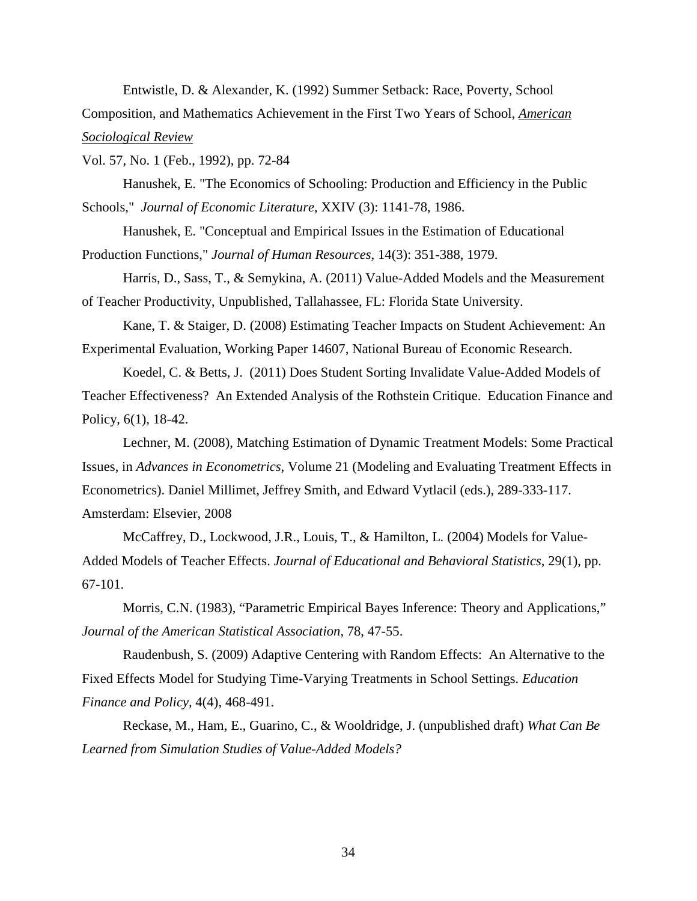Entwistle, D. & Alexander, K. (1992) Summer Setback: Race, Poverty, School Composition, and Mathematics Achievement in the First Two Years of School, *American Sociological Review*

Vol. 57, No. 1 (Feb., 1992), pp. 72-84

Hanushek, E. "The Economics of Schooling: Production and Efficiency in the Public Schools," *Journal of Economic Literature*, XXIV (3): 1141-78, 1986.

Hanushek, E. "Conceptual and Empirical Issues in the Estimation of Educational Production Functions," *Journal of Human Resources*, 14(3): 351-388, 1979.

Harris, D., Sass, T., & Semykina, A. (2011) Value-Added Models and the Measurement of Teacher Productivity, Unpublished, Tallahassee, FL: Florida State University.

Kane, T. & Staiger, D. (2008) Estimating Teacher Impacts on Student Achievement: An Experimental Evaluation, Working Paper 14607, National Bureau of Economic Research.

Koedel, C. & Betts, J. (2011) Does Student Sorting Invalidate Value-Added Models of Teacher Effectiveness? An Extended Analysis of the Rothstein Critique. Education Finance and Policy, 6(1), 18-42.

Lechner, M. (2008), Matching Estimation of Dynamic Treatment Models: Some Practical Issues, in *Advances in Econometrics*, Volume 21 (Modeling and Evaluating Treatment Effects in Econometrics). Daniel Millimet, Jeffrey Smith, and Edward Vytlacil (eds.), 289-333-117. Amsterdam: Elsevier, 2008

McCaffrey, D., Lockwood, J.R., Louis, T., & Hamilton, L. (2004) Models for Value-Added Models of Teacher Effects. *Journal of Educational and Behavioral Statistics*, 29(1), pp. 67-101.

Morris, C.N. (1983), "Parametric Empirical Bayes Inference: Theory and Applications," *Journal of the American Statistical Association*, 78, 47-55.

Raudenbush, S. (2009) Adaptive Centering with Random Effects: An Alternative to the Fixed Effects Model for Studying Time-Varying Treatments in School Settings. *Education Finance and Policy,* 4(4), 468-491.

Reckase, M., Ham, E., Guarino, C., & Wooldridge, J. (unpublished draft) *What Can Be Learned from Simulation Studies of Value-Added Models?*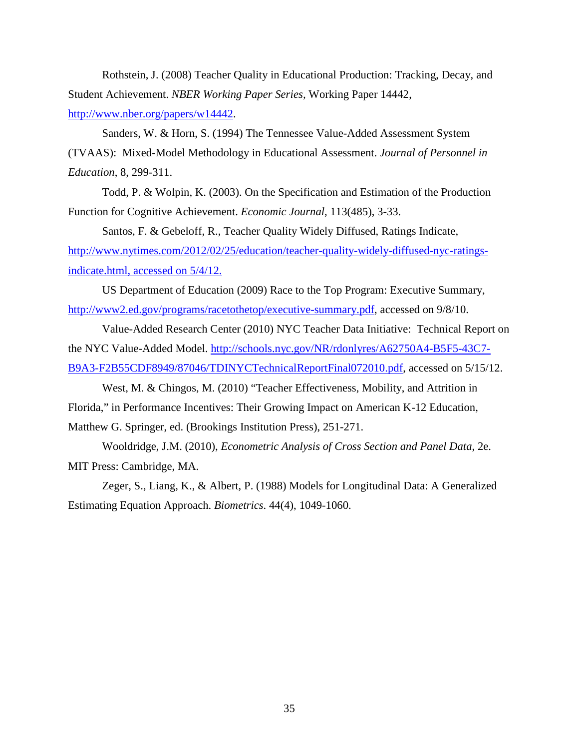Rothstein, J. (2008) Teacher Quality in Educational Production: Tracking, Decay, and Student Achievement. *NBER Working Paper Series,* Working Paper 14442, http://www.nber.org/papers/w14442.

Sanders, W. & Horn, S. (1994) The Tennessee Value-Added Assessment System (TVAAS): Mixed-Model Methodology in Educational Assessment. *Journal of Personnel in Education*, 8, 299-311.

Todd, P. & Wolpin, K. (2003). On the Specification and Estimation of the Production Function for Cognitive Achievement. *Economic Journal*, 113(485), 3-33.

Santos, F. & Gebeloff, R., Teacher Quality Widely Diffused, Ratings Indicate, http://www.nytimes.com/2012/02/25/education/teacher-quality-widely-diffused-nyc-ratings-indicate.html, accessed on 5/4/12.

US Department of Education (2009) Race to the Top Program: Executive Summary, http://www2.ed.gov/programs/racetothetop/executive-summary.pdf, accessed on 9/8/10.

Value-Added Research Center (2010) NYC Teacher Data Initiative: Technical Report on the NYC Value-Added Model. http://schools.nyc.gov/NR/rdonlyres/A62750A4-B5F5-43C7-B9A3-F2B55CDF8949/87046/TDINYCTechnicalReportFinal072010.pdf, accessed on 5/15/12.

West, M. & Chingos, M. (2010) "Teacher Effectiveness, Mobility, and Attrition in Florida," in Performance Incentives: Their Growing Impact on American K-12 Education, Matthew G. Springer, ed. (Brookings Institution Press), 251-271.

Wooldridge, J.M. (2010), *Econometric Analysis of Cross Section and Panel Data*, 2e. MIT Press: Cambridge, MA.

Zeger, S., Liang, K., & Albert, P. (1988) Models for Longitudinal Data: A Generalized Estimating Equation Approach. *Biometrics*. 44(4), 1049-1060.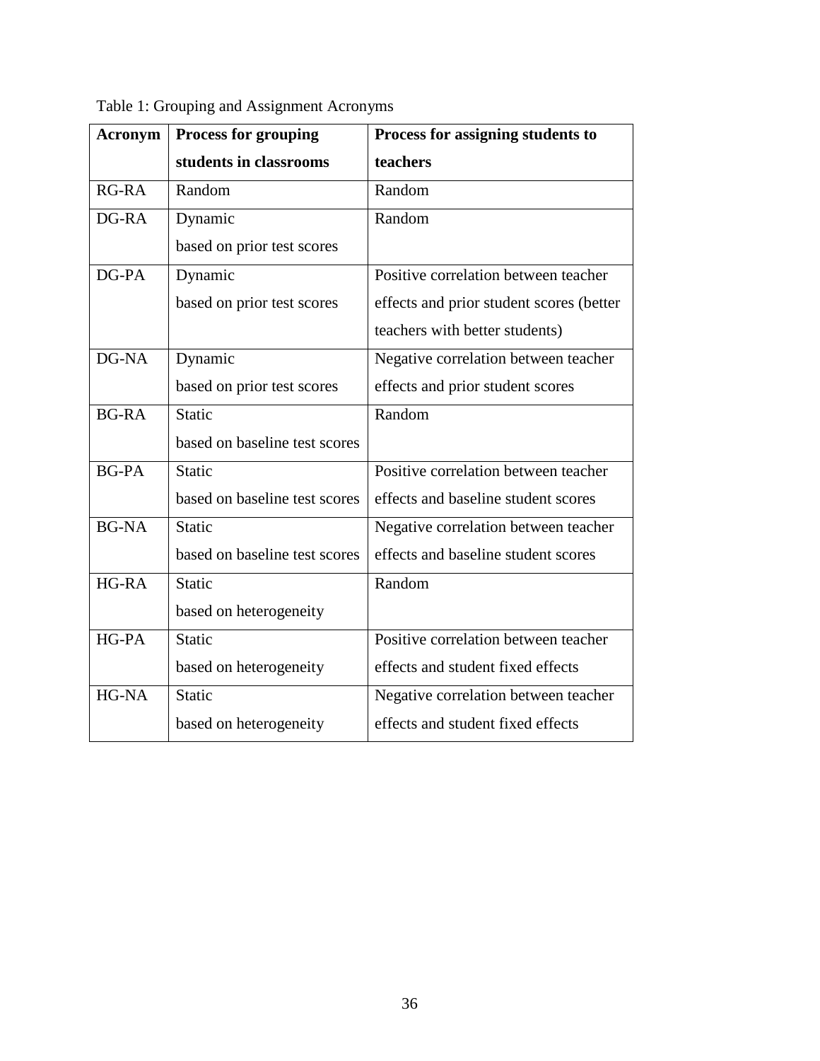Table 1: Grouping and Assignment Acronyms

| Acronym | Process for grouping students in classrooms | Process for assigning students to teachers |
| --- | --- | --- |
| RG-RA | Random | Random |
| DG-RA | Dynamic based on prior test scores | Random |
| DG-PA | Dynamic based on prior test scores | Positive correlation between teacher effects and prior student scores (better teachers with better students) |
| DG-NA | Dynamic based on prior test scores | Negative correlation between teacher effects and prior student scores |
| BG-RA | Static based on baseline test scores | Random |
| BG-PA | Static based on baseline test scores | Positive correlation between teacher effects and baseline student scores |
| BG-NA | Static based on baseline test scores | Negative correlation between teacher effects and baseline student scores |
| HG-RA | Static based on heterogeneity | Random |
| HG-PA | Static based on heterogeneity | Positive correlation between teacher effects and student fixed effects |
| HG-NA | Static based on heterogeneity | Negative correlation between teacher effects and student fixed effects |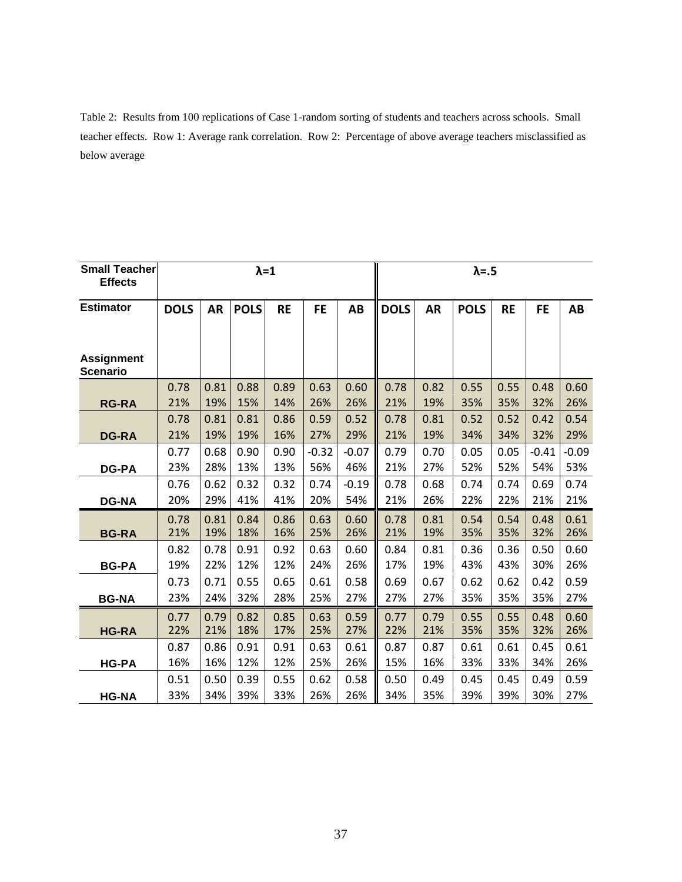Table 2: Results from 100 replications of Case 1-random sorting of students and teachers across schools. Small teacher effects. Row 1: Average rank correlation. Row 2: Percentage of above average teachers misclassified as below average

| Small Teacher Effects | λ=1 | | | | | | λ=.5 | | | | | |
|---|---|---|---|---|---|---|---|---|---|---|---|---|
| Estimator / Assignment Scenario | DOLS | AR | POLS | RE | FE | AB | DOLS | AR | POLS | RE | FE | AB |
| RG-RA | 0.78 | 0.81 | 0.88 | 0.89 | 0.63 | 0.60 | 0.78 | 0.82 | 0.55 | 0.55 | 0.48 | 0.60 |
| | 21% | 19% | 15% | 14% | 26% | 26% | 21% | 19% | 35% | 35% | 32% | 26% |
| DG-RA | 0.78 | 0.81 | 0.81 | 0.86 | 0.59 | 0.52 | 0.78 | 0.81 | 0.52 | 0.52 | 0.42 | 0.54 |
| | 21% | 19% | 19% | 16% | 27% | 29% | 21% | 19% | 34% | 34% | 32% | 29% |
| DG-PA | 0.77 | 0.68 | 0.90 | 0.90 | -0.32 | -0.07 | 0.79 | 0.70 | 0.05 | 0.05 | -0.41 | -0.09 |
| | 23% | 28% | 13% | 13% | 56% | 46% | 21% | 27% | 52% | 52% | 54% | 53% |
| DG-NA | 0.76 | 0.62 | 0.32 | 0.32 | 0.74 | -0.19 | 0.78 | 0.68 | 0.74 | 0.74 | 0.69 | 0.74 |
| | 20% | 29% | 41% | 41% | 20% | 54% | 21% | 26% | 22% | 22% | 21% | 21% |
| BG-RA | 0.78 | 0.81 | 0.84 | 0.86 | 0.63 | 0.60 | 0.78 | 0.81 | 0.54 | 0.54 | 0.48 | 0.61 |
| | 21% | 19% | 18% | 16% | 25% | 26% | 21% | 19% | 35% | 35% | 32% | 26% |
| BG-PA | 0.82 | 0.78 | 0.91 | 0.92 | 0.63 | 0.60 | 0.84 | 0.81 | 0.36 | 0.36 | 0.50 | 0.60 |
| | 19% | 22% | 12% | 12% | 24% | 26% | 17% | 19% | 43% | 43% | 30% | 26% |
| BG-NA | 0.73 | 0.71 | 0.55 | 0.65 | 0.61 | 0.58 | 0.69 | 0.67 | 0.62 | 0.62 | 0.42 | 0.59 |
| | 23% | 24% | 32% | 28% | 25% | 27% | 27% | 27% | 35% | 35% | 35% | 27% |
| HG-RA | 0.77 | 0.79 | 0.82 | 0.85 | 0.63 | 0.59 | 0.77 | 0.79 | 0.55 | 0.55 | 0.48 | 0.60 |
| | 22% | 21% | 18% | 17% | 25% | 27% | 22% | 21% | 35% | 35% | 32% | 26% |
| HG-PA | 0.87 | 0.86 | 0.91 | 0.91 | 0.63 | 0.61 | 0.87 | 0.87 | 0.61 | 0.61 | 0.45 | 0.61 |
| | 16% | 16% | 12% | 12% | 25% | 26% | 15% | 16% | 33% | 33% | 34% | 26% |
| HG-NA | 0.51 | 0.50 | 0.39 | 0.55 | 0.62 | 0.58 | 0.50 | 0.49 | 0.45 | 0.45 | 0.49 | 0.59 |
| | 33% | 34% | 39% | 33% | 26% | 26% | 34% | 35% | 39% | 39% | 30% | 27% |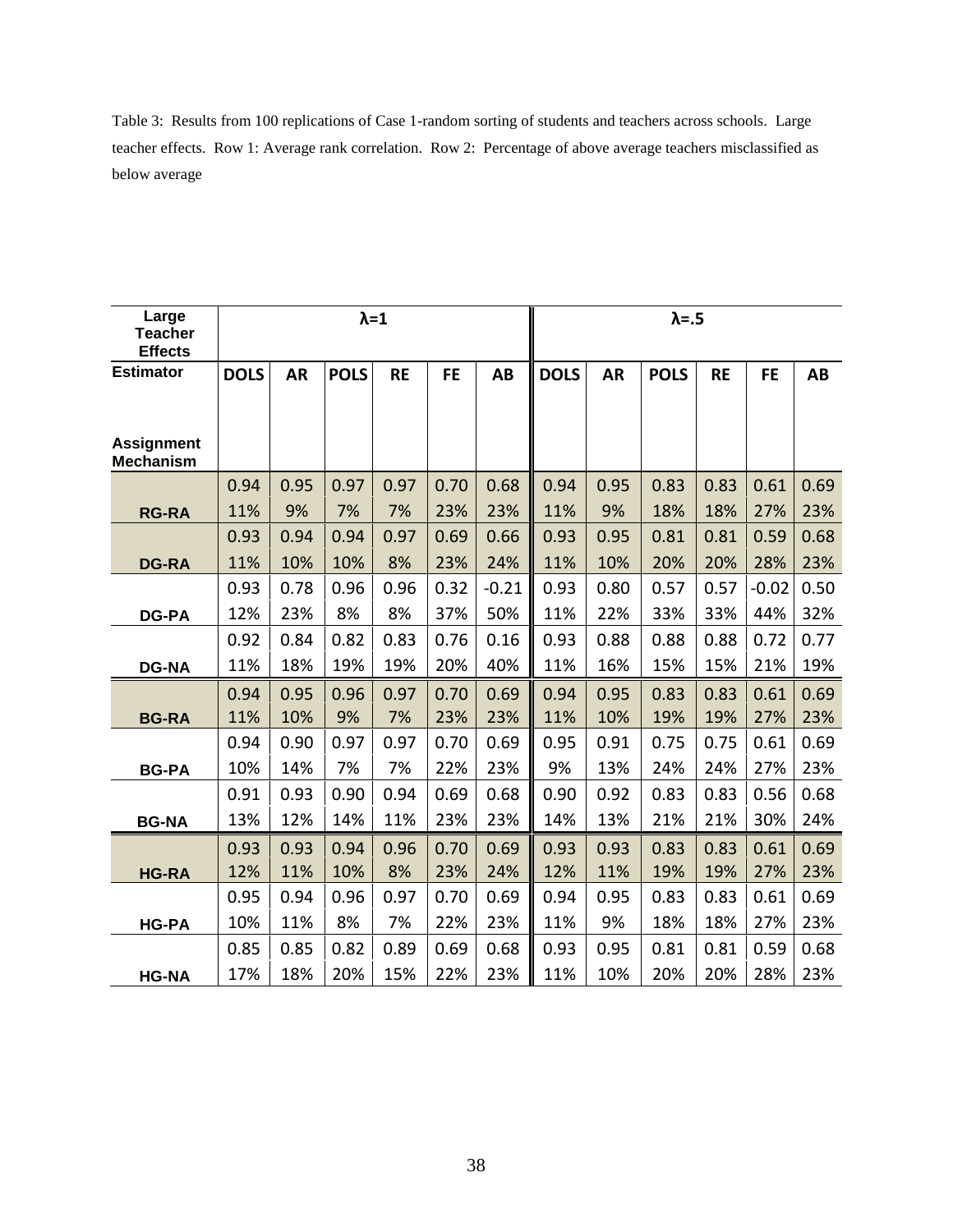Table 3: Results from 100 replications of Case 1-random sorting of students and teachers across schools. Large teacher effects. Row 1: Average rank correlation. Row 2: Percentage of above average teachers misclassified as below average

| Large Teacher Effects | λ=1 | | | | | | λ=.5 | | | | | |
|---|---|---|---|---|---|---|---|---|---|---|---|---|
| Estimator / Assignment Mechanism | DOLS | AR | POLS | RE | FE | AB | DOLS | AR | POLS | RE | FE | AB |
| | 0.94 | 0.95 | 0.97 | 0.97 | 0.70 | 0.68 | 0.94 | 0.95 | 0.83 | 0.83 | 0.61 | 0.69 |
| RG-RA | 11% | 9% | 7% | 7% | 23% | 23% | 11% | 9% | 18% | 18% | 27% | 23% |
| | 0.93 | 0.94 | 0.94 | 0.97 | 0.69 | 0.66 | 0.93 | 0.95 | 0.81 | 0.81 | 0.59 | 0.68 |
| DG-RA | 11% | 10% | 10% | 8% | 23% | 24% | 11% | 10% | 20% | 20% | 28% | 23% |
| | 0.93 | 0.78 | 0.96 | 0.96 | 0.32 | -0.21 | 0.93 | 0.80 | 0.57 | 0.57 | -0.02 | 0.50 |
| DG-PA | 12% | 23% | 8% | 8% | 37% | 50% | 11% | 22% | 33% | 33% | 44% | 32% |
| | 0.92 | 0.84 | 0.82 | 0.83 | 0.76 | 0.16 | 0.93 | 0.88 | 0.88 | 0.88 | 0.72 | 0.77 |
| DG-NA | 11% | 18% | 19% | 19% | 20% | 40% | 11% | 16% | 15% | 15% | 21% | 19% |
| | 0.94 | 0.95 | 0.96 | 0.97 | 0.70 | 0.69 | 0.94 | 0.95 | 0.83 | 0.83 | 0.61 | 0.69 |
| BG-RA | 11% | 10% | 9% | 7% | 23% | 23% | 11% | 10% | 19% | 19% | 27% | 23% |
| | 0.94 | 0.90 | 0.97 | 0.97 | 0.70 | 0.69 | 0.95 | 0.91 | 0.75 | 0.75 | 0.61 | 0.69 |
| BG-PA | 10% | 14% | 7% | 7% | 22% | 23% | 9% | 13% | 24% | 24% | 27% | 23% |
| | 0.91 | 0.93 | 0.90 | 0.94 | 0.69 | 0.68 | 0.90 | 0.92 | 0.83 | 0.83 | 0.56 | 0.68 |
| BG-NA | 13% | 12% | 14% | 11% | 23% | 23% | 14% | 13% | 21% | 21% | 30% | 24% |
| | 0.93 | 0.93 | 0.94 | 0.96 | 0.70 | 0.69 | 0.93 | 0.93 | 0.83 | 0.83 | 0.61 | 0.69 |
| HG-RA | 12% | 11% | 10% | 8% | 23% | 24% | 12% | 11% | 19% | 19% | 27% | 23% |
| | 0.95 | 0.94 | 0.96 | 0.97 | 0.70 | 0.69 | 0.94 | 0.95 | 0.83 | 0.83 | 0.61 | 0.69 |
| HG-PA | 10% | 11% | 8% | 7% | 22% | 23% | 11% | 9% | 18% | 18% | 27% | 23% |
| | 0.85 | 0.85 | 0.82 | 0.89 | 0.69 | 0.68 | 0.93 | 0.95 | 0.81 | 0.81 | 0.59 | 0.68 |
| HG-NA | 17% | 18% | 20% | 15% | 22% | 23% | 11% | 10% | 20% | 20% | 28% | 23% |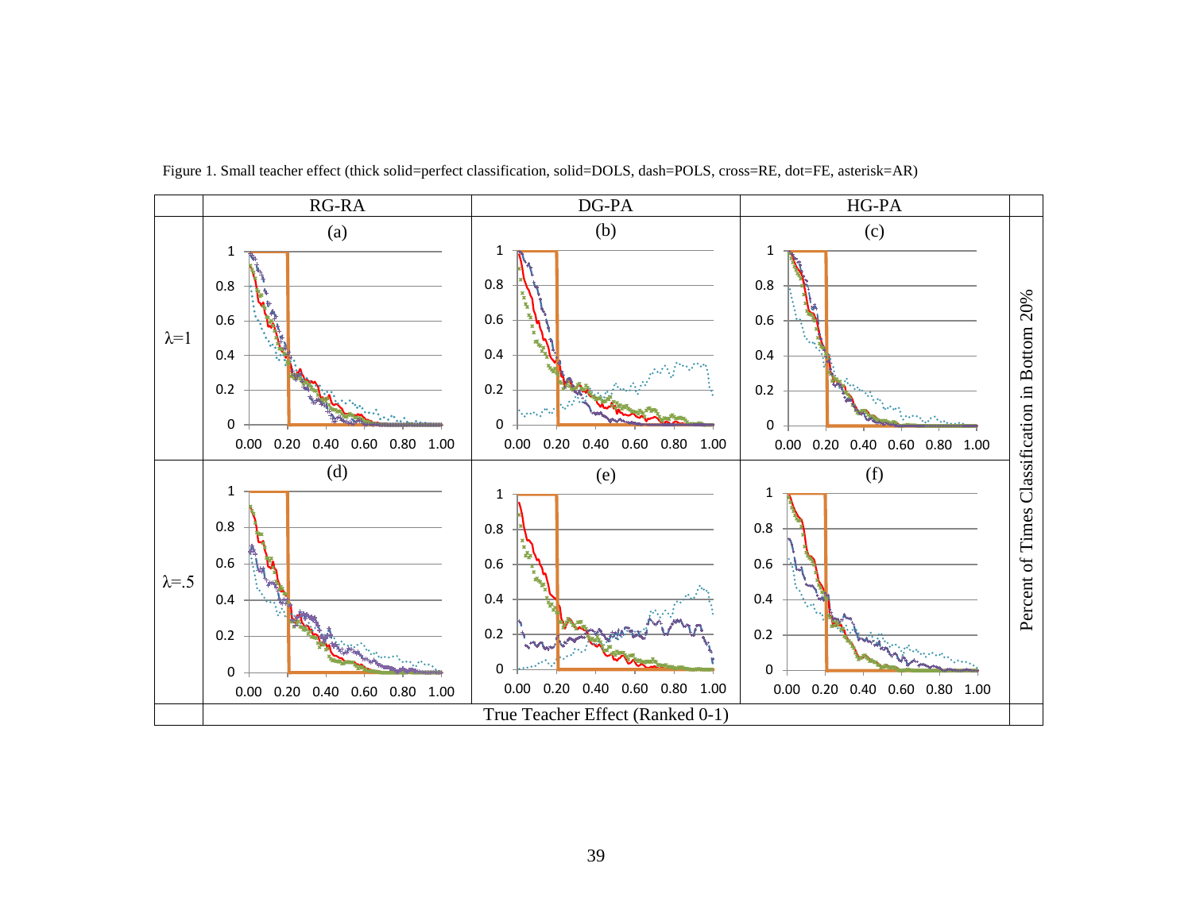Figure 1. Small teacher effect (thick solid=perfect classification, solid=DOLS, dash=POLS, cross=RE, dot=FE, asterisk=AR)

|  | RG-RA | DG-PA | HG-PA |  |
|---|---|---|---|---|
| λ=1 | (a) | (b) | (c) | Percent of Times Classification in Bottom 20% |
| λ=.5 | (d) | (e) | (f) |  |
|  | True Teacher Effect (Ranked 0-1) |  |  |  |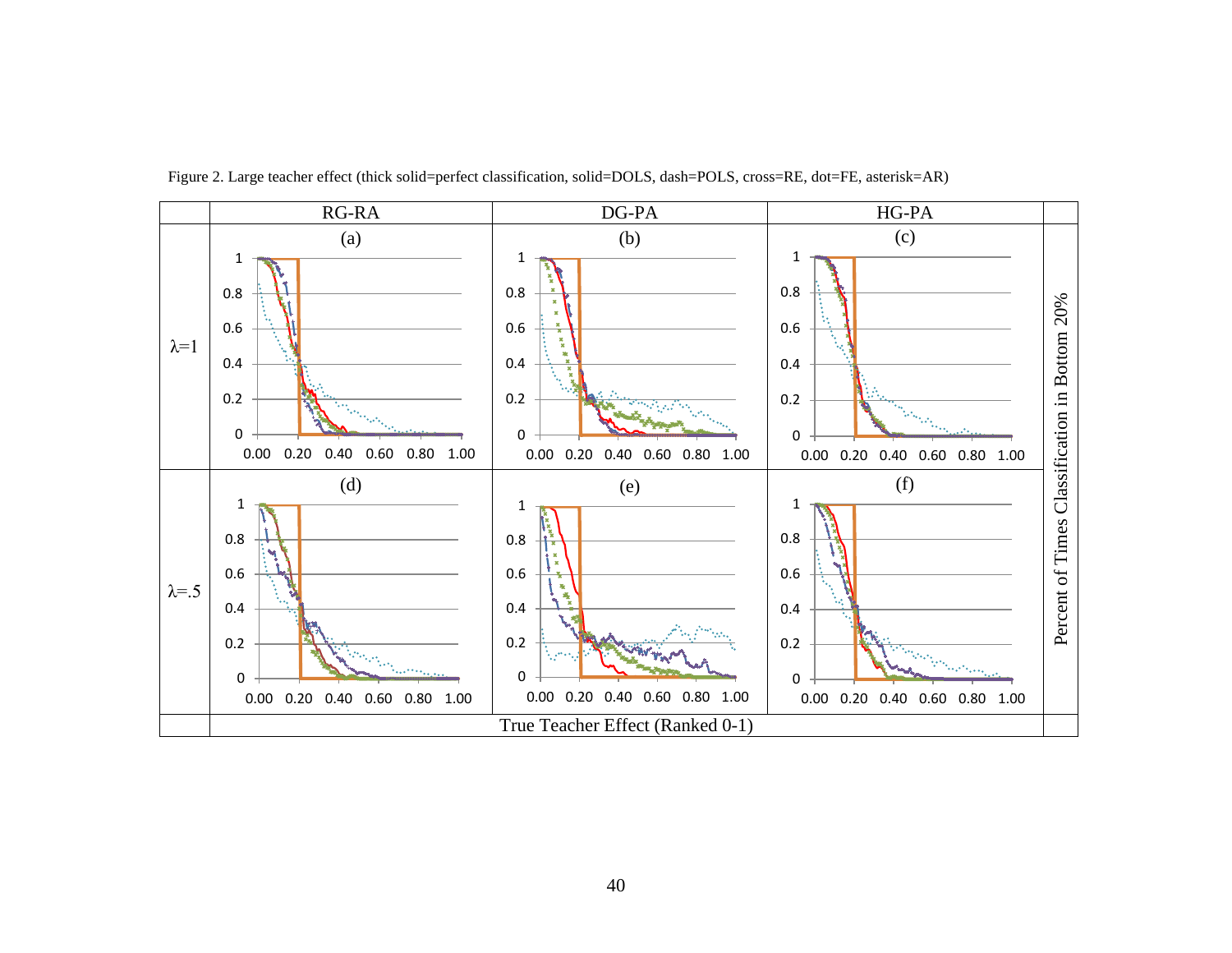Figure 2. Large teacher effect (thick solid=perfect classification, solid=DOLS, dash=POLS, cross=RE, dot=FE, asterisk=AR)

RG-RA

DG-PA

HG-PA

λ=1

(a)

(b)

(c)

λ=.5

(d)

(e)

(f)

1

0.8

0.6

0.4

0.2

0

0.00 0.20 0.40 0.60 0.80 1.00

True Teacher Effect (Ranked 0-1)

Percent of Times Classification in Bottom 20%